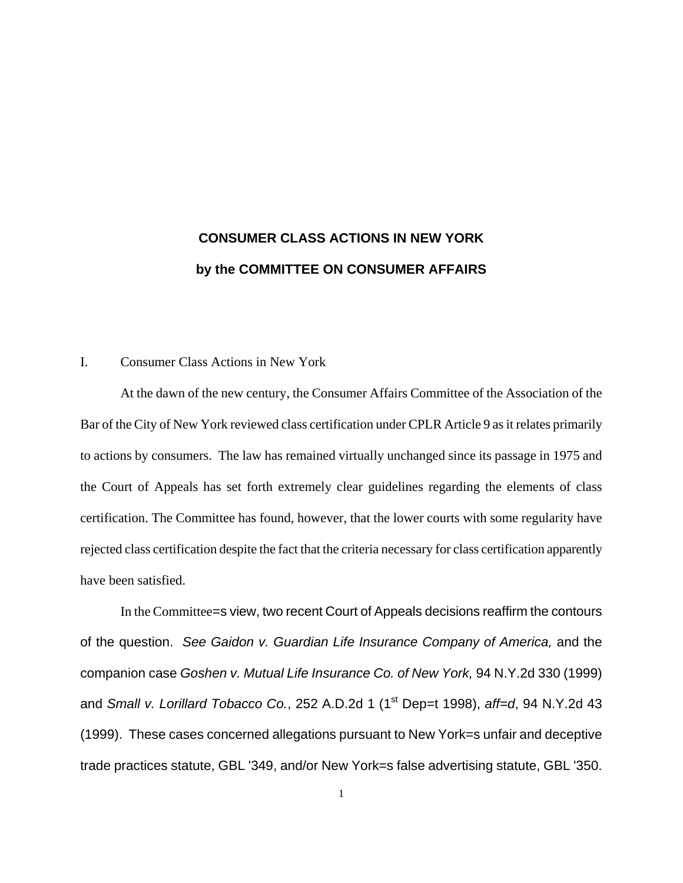# CONSUMER CLASS ACTIONS IN NEW YORK

## by the COMMITTEE ON CONSUMER AFFAIRS

I. Consumer Class Actions in New York

At the dawn of the new century, the Consumer Affairs Committee of the Association of the Bar of the City of New York reviewed class certification under CPLR Article 9 as it relates primarily to actions by consumers. The law has remained virtually unchanged since its passage in 1975 and the Court of Appeals has set forth extremely clear guidelines regarding the elements of class certification. The Committee has found, however, that the lower courts with some regularity have rejected class certification despite the fact that the criteria necessary for class certification apparently have been satisfied.

In the Committee=s view, two recent Court of Appeals decisions reaffirm the contours of the question. *See Gaidon v. Guardian Life Insurance Company of America,* and the companion case *Goshen v. Mutual Life Insurance Co. of New York,* 94 N.Y.2d 330 (1999) and *Small v. Lorillard Tobacco Co.*, 252 A.D.2d 1 (1st Dep=t 1998), *aff=d*, 94 N.Y.2d 43 (1999). These cases concerned allegations pursuant to New York=s unfair and deceptive trade practices statute, GBL '349, and/or New York=s false advertising statute, GBL '350.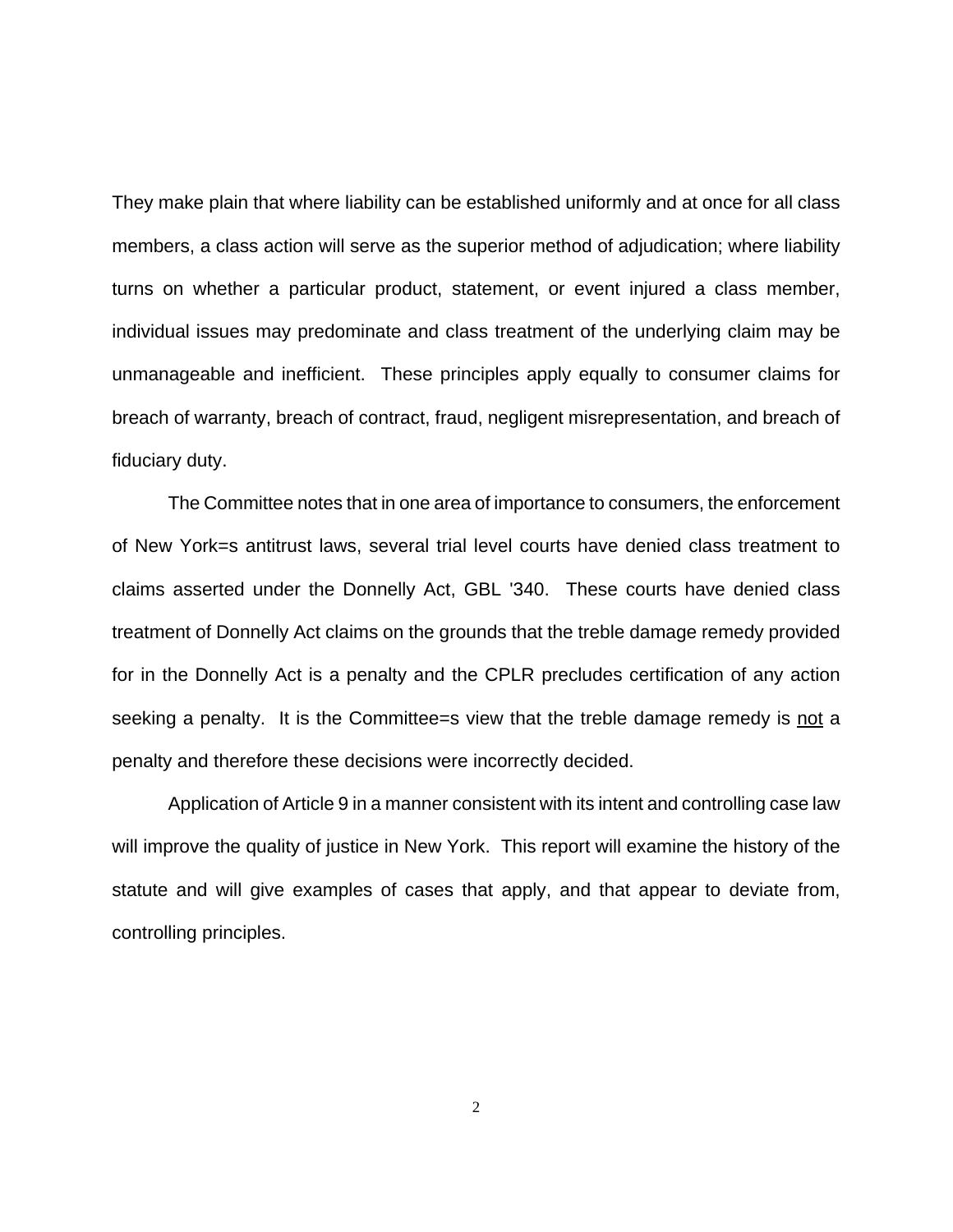They make plain that where liability can be established uniformly and at once for all class members, a class action will serve as the superior method of adjudication; where liability turns on whether a particular product, statement, or event injured a class member, individual issues may predominate and class treatment of the underlying claim may be unmanageable and inefficient. These principles apply equally to consumer claims for breach of warranty, breach of contract, fraud, negligent misrepresentation, and breach of fiduciary duty.

The Committee notes that in one area of importance to consumers, the enforcement of New York=s antitrust laws, several trial level courts have denied class treatment to claims asserted under the Donnelly Act, GBL '340. These courts have denied class treatment of Donnelly Act claims on the grounds that the treble damage remedy provided for in the Donnelly Act is a penalty and the CPLR precludes certification of any action seeking a penalty. It is the Committee=s view that the treble damage remedy is <u>not</u> a penalty and therefore these decisions were incorrectly decided.

Application of Article 9 in a manner consistent with its intent and controlling case law will improve the quality of justice in New York. This report will examine the history of the statute and will give examples of cases that apply, and that appear to deviate from, controlling principles.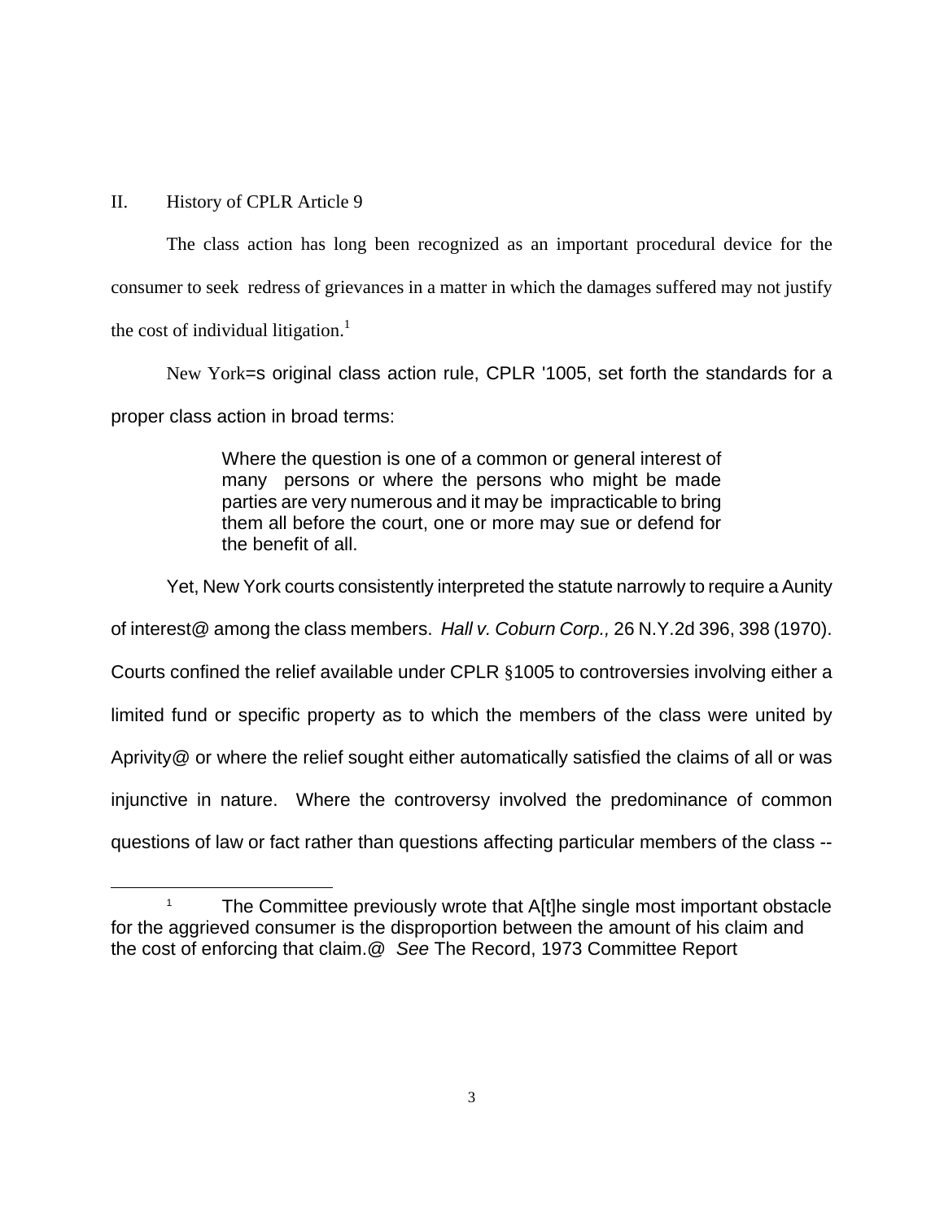## II. History of CPLR Article 9

The class action has long been recognized as an important procedural device for the consumer to seek redress of grievances in a matter in which the damages suffered may not justify the cost of individual litigation.[1]

New York=s original class action rule, CPLR '1005, set forth the standards for a proper class action in broad terms:

> Where the question is one of a common or general interest of many persons or where the persons who might be made parties are very numerous and it may be impracticable to bring them all before the court, one or more may sue or defend for the benefit of all.

Yet, New York courts consistently interpreted the statute narrowly to require a Aunity of interest@ among the class members. *Hall v. Coburn Corp.,* 26 N.Y.2d 396, 398 (1970). Courts confined the relief available under CPLR §1005 to controversies involving either a limited fund or specific property as to which the members of the class were united by Aprivity@ or where the relief sought either automatically satisfied the claims of all or was injunctive in nature. Where the controversy involved the predominance of common questions of law or fact rather than questions affecting particular members of the class --

---

[1] The Committee previously wrote that A[t]he single most important obstacle for the aggrieved consumer is the disproportion between the amount of his claim and the cost of enforcing that claim.@ *See* The Record, 1973 Committee Report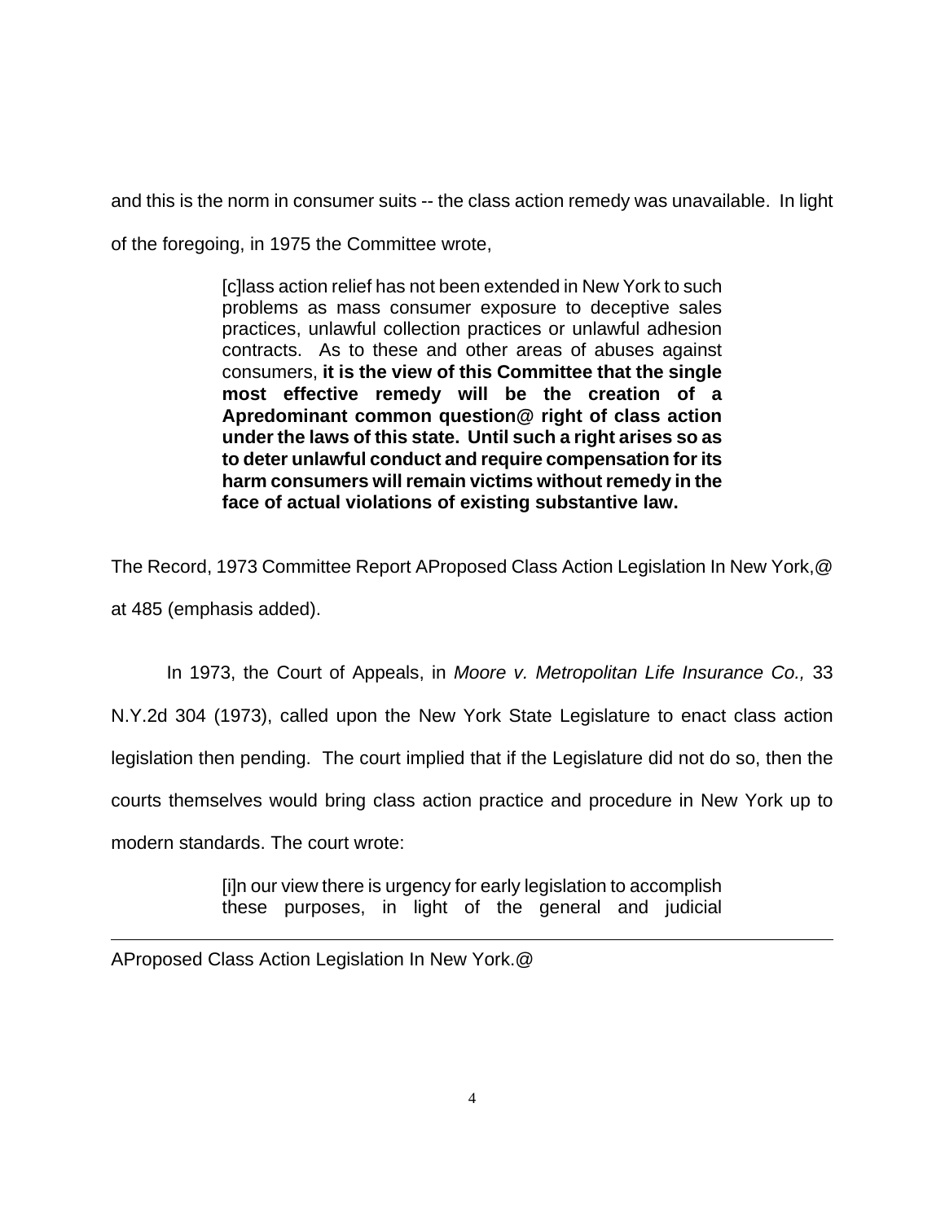and this is the norm in consumer suits -- the class action remedy was unavailable. In light of the foregoing, in 1975 the Committee wrote,

> [c]lass action relief has not been extended in New York to such problems as mass consumer exposure to deceptive sales practices, unlawful collection practices or unlawful adhesion contracts. As to these and other areas of abuses against consumers, **it is the view of this Committee that the single most effective remedy will be the creation of a Apredominant common question@ right of class action under the laws of this state. Until such a right arises so as to deter unlawful conduct and require compensation for its harm consumers will remain victims without remedy in the face of actual violations of existing substantive law.**

The Record, 1973 Committee Report AProposed Class Action Legislation In New York,@ at 485 (emphasis added).

In 1973, the Court of Appeals, in *Moore v. Metropolitan Life Insurance Co.,* 33 N.Y.2d 304 (1973), called upon the New York State Legislature to enact class action legislation then pending. The court implied that if the Legislature did not do so, then the courts themselves would bring class action practice and procedure in New York up to modern standards. The court wrote:

> [i]n our view there is urgency for early legislation to accomplish these purposes, in light of the general and judicial

---

AProposed Class Action Legislation In New York.@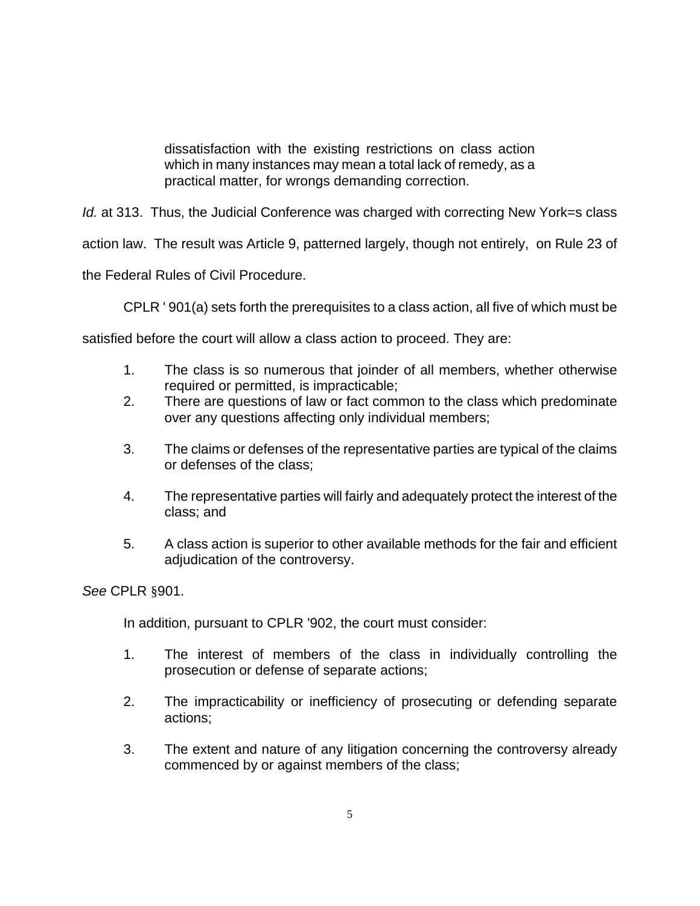> dissatisfaction with the existing restrictions on class action which in many instances may mean a total lack of remedy, as a practical matter, for wrongs demanding correction.

*Id.* at 313. Thus, the Judicial Conference was charged with correcting New York=s class action law. The result was Article 9, patterned largely, though not entirely, on Rule 23 of the Federal Rules of Civil Procedure.

CPLR ' 901(a) sets forth the prerequisites to a class action, all five of which must be satisfied before the court will allow a class action to proceed. They are:

1. The class is so numerous that joinder of all members, whether otherwise required or permitted, is impracticable;
2. There are questions of law or fact common to the class which predominate over any questions affecting only individual members;
3. The claims or defenses of the representative parties are typical of the claims or defenses of the class;
4. The representative parties will fairly and adequately protect the interest of the class; and
5. A class action is superior to other available methods for the fair and efficient adjudication of the controversy.

*See* CPLR §901.

In addition, pursuant to CPLR '902, the court must consider:

1. The interest of members of the class in individually controlling the prosecution or defense of separate actions;
2. The impracticability or inefficiency of prosecuting or defending separate actions;
3. The extent and nature of any litigation concerning the controversy already commenced by or against members of the class;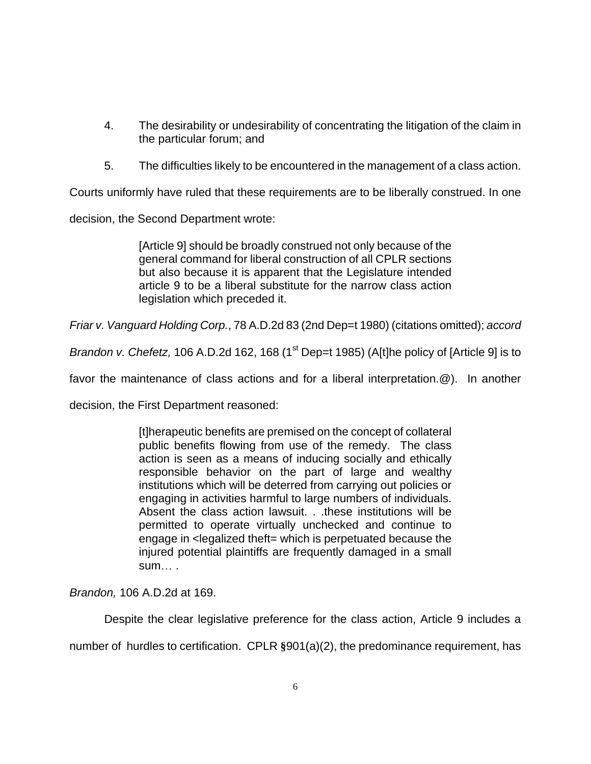4. The desirability or undesirability of concentrating the litigation of the claim in the particular forum; and

5. The difficulties likely to be encountered in the management of a class action.

Courts uniformly have ruled that these requirements are to be liberally construed. In one decision, the Second Department wrote:

> [Article 9] should be broadly construed not only because of the general command for liberal construction of all CPLR sections but also because it is apparent that the Legislature intended article 9 to be a liberal substitute for the narrow class action legislation which preceded it.

*Friar v. Vanguard Holding Corp.*, 78 A.D.2d 83 (2nd Dep=t 1980) (citations omitted); *accord Brandon v. Chefetz,* 106 A.D.2d 162, 168 (1st Dep=t 1985) (A[t]he policy of [Article 9] is to favor the maintenance of class actions and for a liberal interpretation.@). In another decision, the First Department reasoned:

> [t]herapeutic benefits are premised on the concept of collateral public benefits flowing from use of the remedy. The class action is seen as a means of inducing socially and ethically responsible behavior on the part of large and wealthy institutions which will be deterred from carrying out policies or engaging in activities harmful to large numbers of individuals. Absent the class action lawsuit. . .these institutions will be permitted to operate virtually unchecked and continue to engage in <legalized theft= which is perpetuated because the injured potential plaintiffs are frequently damaged in a small sum… .

*Brandon,* 106 A.D.2d at 169.

Despite the clear legislative preference for the class action, Article 9 includes a number of hurdles to certification. CPLR §901(a)(2), the predominance requirement, has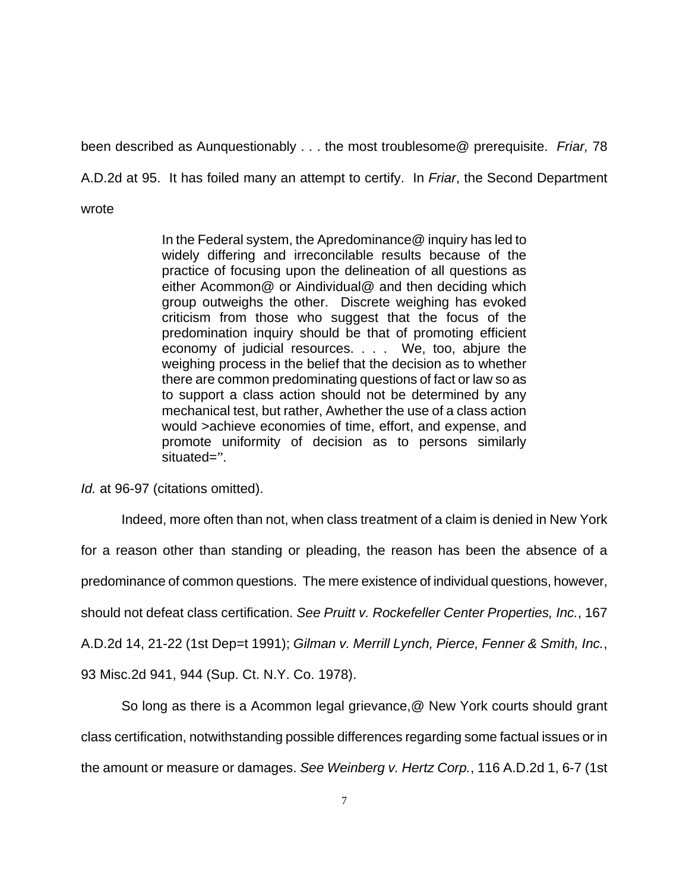been described as Aunquestionably . . . the most troublesome@ prerequisite. *Friar,* 78 A.D.2d at 95. It has foiled many an attempt to certify. In *Friar*, the Second Department wrote

> In the Federal system, the Apredominance@ inquiry has led to widely differing and irreconcilable results because of the practice of focusing upon the delineation of all questions as either Acommon@ or Aindividual@ and then deciding which group outweighs the other. Discrete weighing has evoked criticism from those who suggest that the focus of the predomination inquiry should be that of promoting efficient economy of judicial resources. . . . We, too, abjure the weighing process in the belief that the decision as to whether there are common predominating questions of fact or law so as to support a class action should not be determined by any mechanical test, but rather, Awhether the use of a class action would >achieve economies of time, effort, and expense, and promote uniformity of decision as to persons similarly situated=".

*Id.* at 96-97 (citations omitted).

Indeed, more often than not, when class treatment of a claim is denied in New York for a reason other than standing or pleading, the reason has been the absence of a predominance of common questions. The mere existence of individual questions, however, should not defeat class certification. *See Pruitt v. Rockefeller Center Properties, Inc.*, 167 A.D.2d 14, 21-22 (1st Dep=t 1991); *Gilman v. Merrill Lynch, Pierce, Fenner & Smith, Inc.*, 93 Misc.2d 941, 944 (Sup. Ct. N.Y. Co. 1978).

So long as there is a Acommon legal grievance,@ New York courts should grant class certification, notwithstanding possible differences regarding some factual issues or in the amount or measure or damages. *See Weinberg v. Hertz Corp.*, 116 A.D.2d 1, 6-7 (1st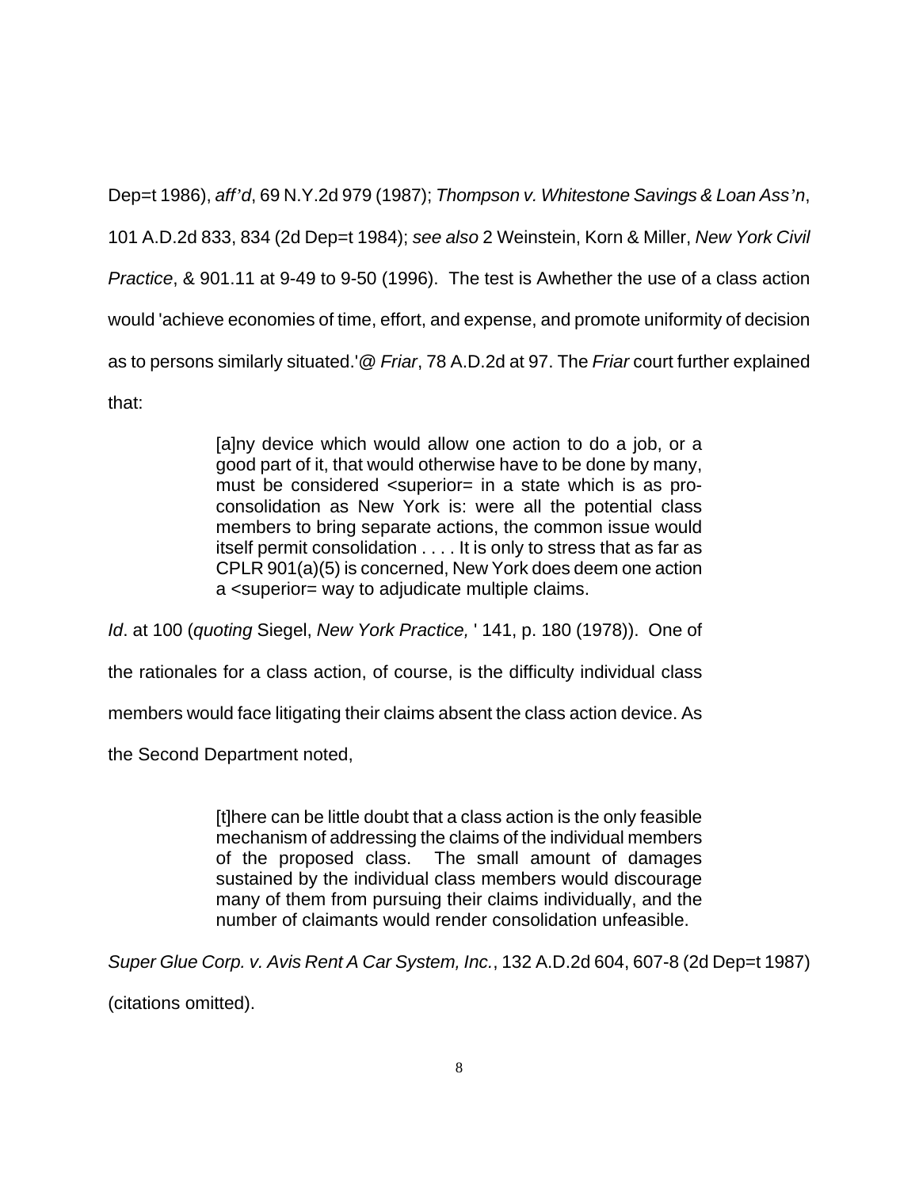Dep=t 1986), *aff'd*, 69 N.Y.2d 979 (1987); *Thompson v. Whitestone Savings & Loan Ass'n*, 101 A.D.2d 833, 834 (2d Dep=t 1984); *see also* 2 Weinstein, Korn & Miller, *New York Civil Practice*, & 901.11 at 9-49 to 9-50 (1996). The test is Awhether the use of a class action would 'achieve economies of time, effort, and expense, and promote uniformity of decision as to persons similarly situated.'@ *Friar*, 78 A.D.2d at 97. The *Friar* court further explained that:

> [a]ny device which would allow one action to do a job, or a good part of it, that would otherwise have to be done by many, must be considered <superior= in a state which is as pro-consolidation as New York is: were all the potential class members to bring separate actions, the common issue would itself permit consolidation . . . . It is only to stress that as far as CPLR 901(a)(5) is concerned, New York does deem one action a <superior= way to adjudicate multiple claims.

*Id*. at 100 (*quoting* Siegel, *New York Practice,* ' 141, p. 180 (1978)). One of the rationales for a class action, of course, is the difficulty individual class members would face litigating their claims absent the class action device. As the Second Department noted,

> [t]here can be little doubt that a class action is the only feasible mechanism of addressing the claims of the individual members of the proposed class. The small amount of damages sustained by the individual class members would discourage many of them from pursuing their claims individually, and the number of claimants would render consolidation unfeasible.

*Super Glue Corp. v. Avis Rent A Car System, Inc.*, 132 A.D.2d 604, 607-8 (2d Dep=t 1987) (citations omitted).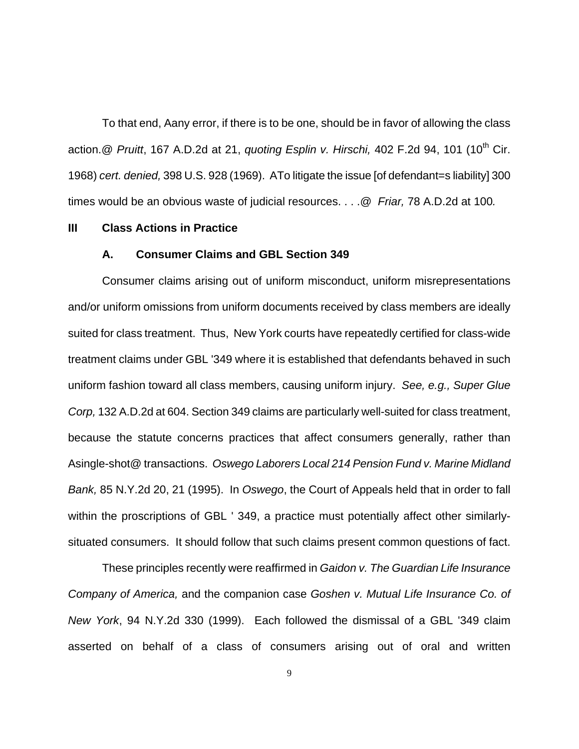To that end, Aany error, if there is to be one, should be in favor of allowing the class action.@ *Pruitt*, 167 A.D.2d at 21, *quoting Esplin v. Hirschi,* 402 F.2d 94, 101 (10th Cir. 1968) *cert. denied,* 398 U.S. 928 (1969). ATo litigate the issue [of defendant=s liability] 300 times would be an obvious waste of judicial resources. . . .@ *Friar,* 78 A.D.2d at 100*.*

### III Class Actions in Practice

#### A. Consumer Claims and GBL Section 349

Consumer claims arising out of uniform misconduct, uniform misrepresentations and/or uniform omissions from uniform documents received by class members are ideally suited for class treatment. Thus, New York courts have repeatedly certified for class-wide treatment claims under GBL '349 where it is established that defendants behaved in such uniform fashion toward all class members, causing uniform injury. *See, e.g., Super Glue Corp,* 132 A.D.2d at 604. Section 349 claims are particularly well-suited for class treatment, because the statute concerns practices that affect consumers generally, rather than Asingle-shot@ transactions. *Oswego Laborers Local 214 Pension Fund v. Marine Midland Bank,* 85 N.Y.2d 20, 21 (1995). In *Oswego*, the Court of Appeals held that in order to fall within the proscriptions of GBL ' 349, a practice must potentially affect other similarly-situated consumers. It should follow that such claims present common questions of fact.

These principles recently were reaffirmed in *Gaidon v. The Guardian Life Insurance Company of America,* and the companion case *Goshen v. Mutual Life Insurance Co. of New York*, 94 N.Y.2d 330 (1999). Each followed the dismissal of a GBL '349 claim asserted on behalf of a class of consumers arising out of oral and written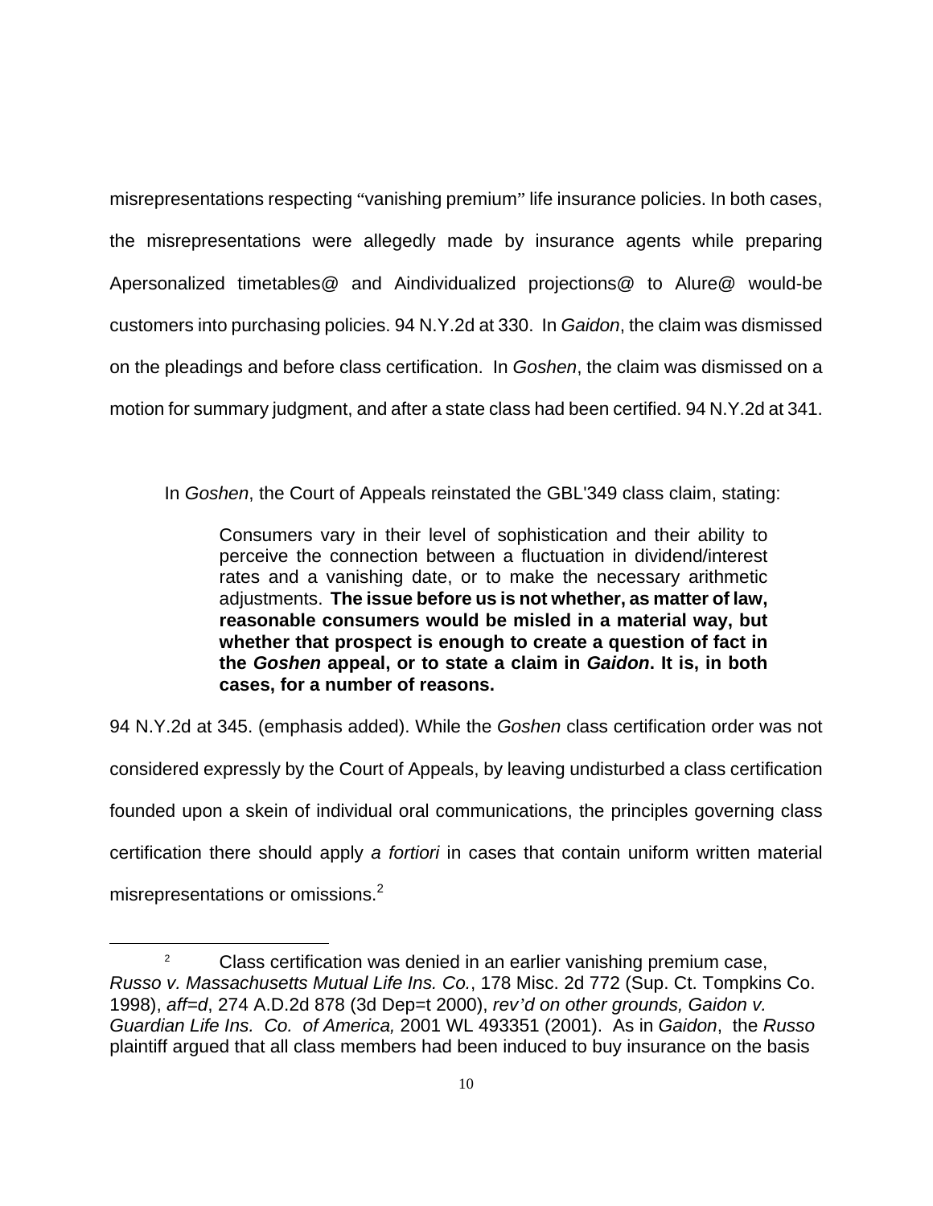misrepresentations respecting "vanishing premium" life insurance policies. In both cases, the misrepresentations were allegedly made by insurance agents while preparing Apersonalized timetables@ and Aindividualized projections@ to Alure@ would-be customers into purchasing policies. 94 N.Y.2d at 330. In *Gaidon*, the claim was dismissed on the pleadings and before class certification. In *Goshen*, the claim was dismissed on a motion for summary judgment, and after a state class had been certified. 94 N.Y.2d at 341.

In *Goshen*, the Court of Appeals reinstated the GBL'349 class claim, stating:

> Consumers vary in their level of sophistication and their ability to perceive the connection between a fluctuation in dividend/interest rates and a vanishing date, or to make the necessary arithmetic adjustments. **The issue before us is not whether, as matter of law, reasonable consumers would be misled in a material way, but whether that prospect is enough to create a question of fact in the *Goshen* appeal, or to state a claim in *Gaidon*. It is, in both cases, for a number of reasons.**

94 N.Y.2d at 345. (emphasis added). While the *Goshen* class certification order was not considered expressly by the Court of Appeals, by leaving undisturbed a class certification founded upon a skein of individual oral communications, the principles governing class certification there should apply *a fortiori* in cases that contain uniform written material misrepresentations or omissions.[2]

[2] Class certification was denied in an earlier vanishing premium case, *Russo v. Massachusetts Mutual Life Ins. Co.*, 178 Misc. 2d 772 (Sup. Ct. Tompkins Co. 1998), *aff=d*, 274 A.D.2d 878 (3d Dep=t 2000), *rev'd on other grounds, Gaidon v. Guardian Life Ins. Co. of America,* 2001 WL 493351 (2001). As in *Gaidon*, the *Russo* plaintiff argued that all class members had been induced to buy insurance on the basis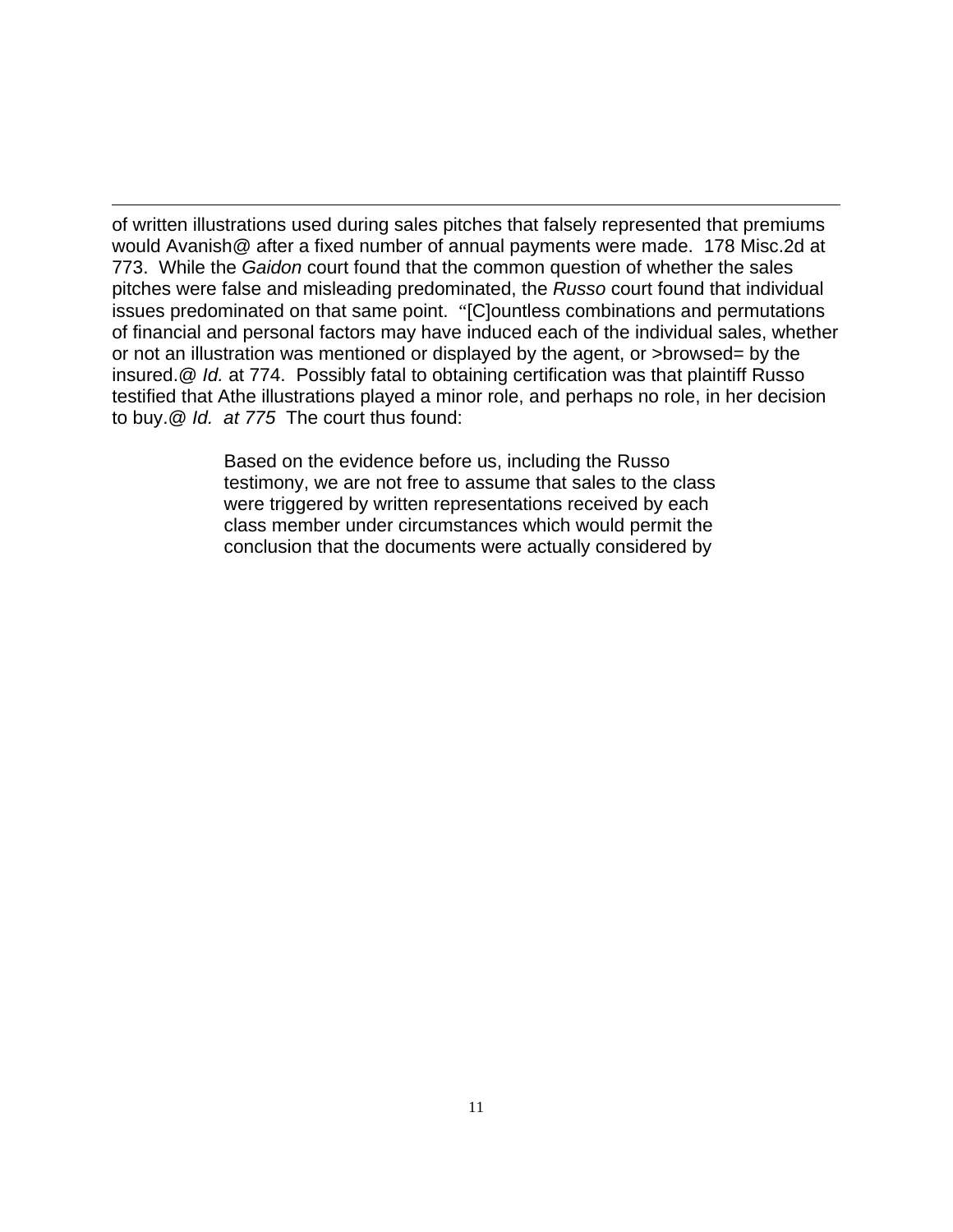of written illustrations used during sales pitches that falsely represented that premiums would Avanish@ after a fixed number of annual payments were made. 178 Misc.2d at 773. While the *Gaidon* court found that the common question of whether the sales pitches were false and misleading predominated, the *Russo* court found that individual issues predominated on that same point. "[C]ountless combinations and permutations of financial and personal factors may have induced each of the individual sales, whether or not an illustration was mentioned or displayed by the agent, or >browsed= by the insured.@ *Id.* at 774. Possibly fatal to obtaining certification was that plaintiff Russo testified that Athe illustrations played a minor role, and perhaps no role, in her decision to buy.@ *Id. at 775* The court thus found:

> Based on the evidence before us, including the Russo testimony, we are not free to assume that sales to the class were triggered by written representations received by each class member under circumstances which would permit the conclusion that the documents were actually considered by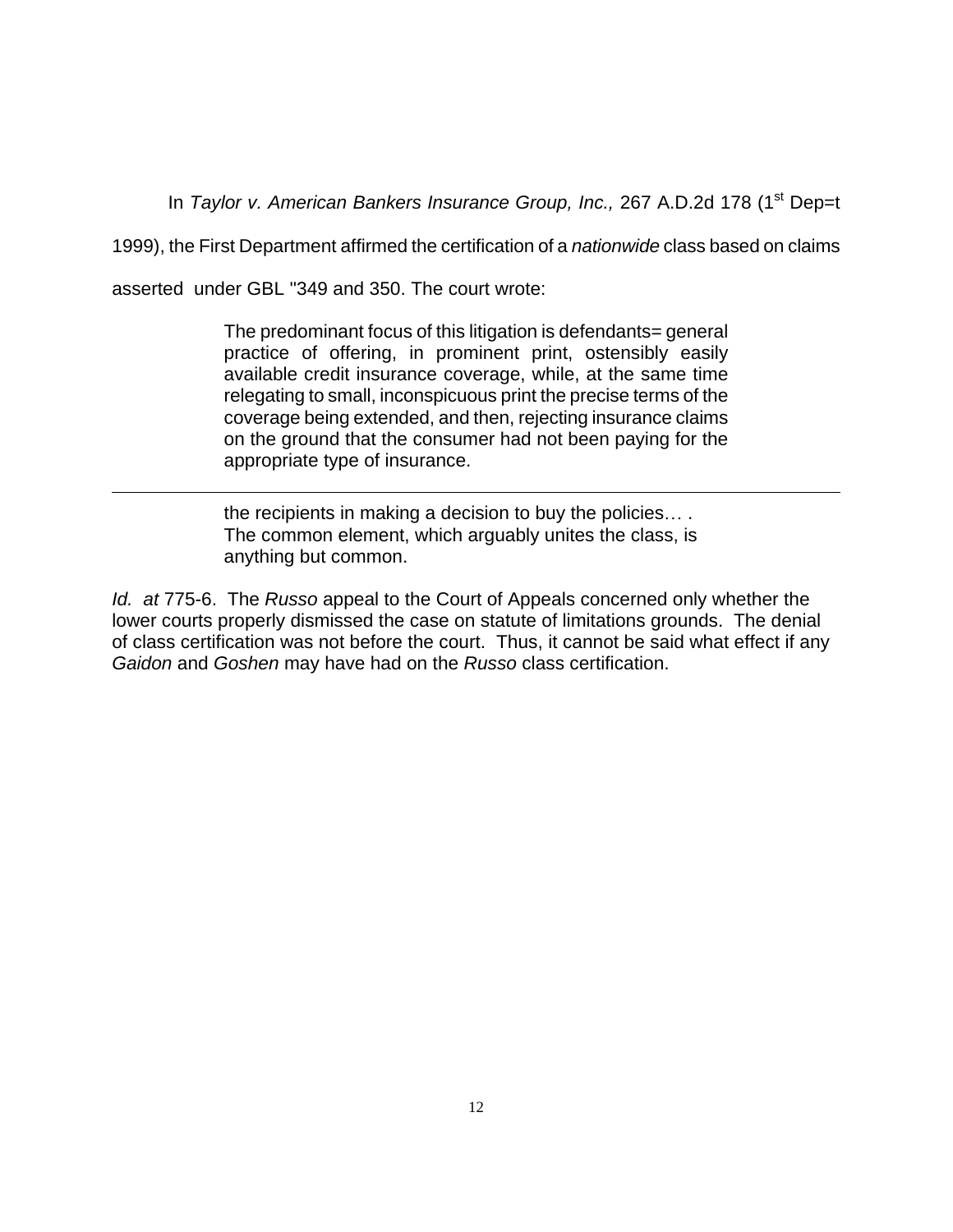In *Taylor v. American Bankers Insurance Group, Inc.,* 267 A.D.2d 178 (1st Dep=t 1999), the First Department affirmed the certification of a *nationwide* class based on claims asserted under GBL ''349 and 350. The court wrote:

> The predominant focus of this litigation is defendants= general practice of offering, in prominent print, ostensibly easily available credit insurance coverage, while, at the same time relegating to small, inconspicuous print the precise terms of the coverage being extended, and then, rejecting insurance claims on the ground that the consumer had not been paying for the appropriate type of insurance.

---

> the recipients in making a decision to buy the policies… . The common element, which arguably unites the class, is anything but common.

*Id. at* 775-6. The *Russo* appeal to the Court of Appeals concerned only whether the lower courts properly dismissed the case on statute of limitations grounds. The denial of class certification was not before the court. Thus, it cannot be said what effect if any *Gaidon* and *Goshen* may have had on the *Russo* class certification.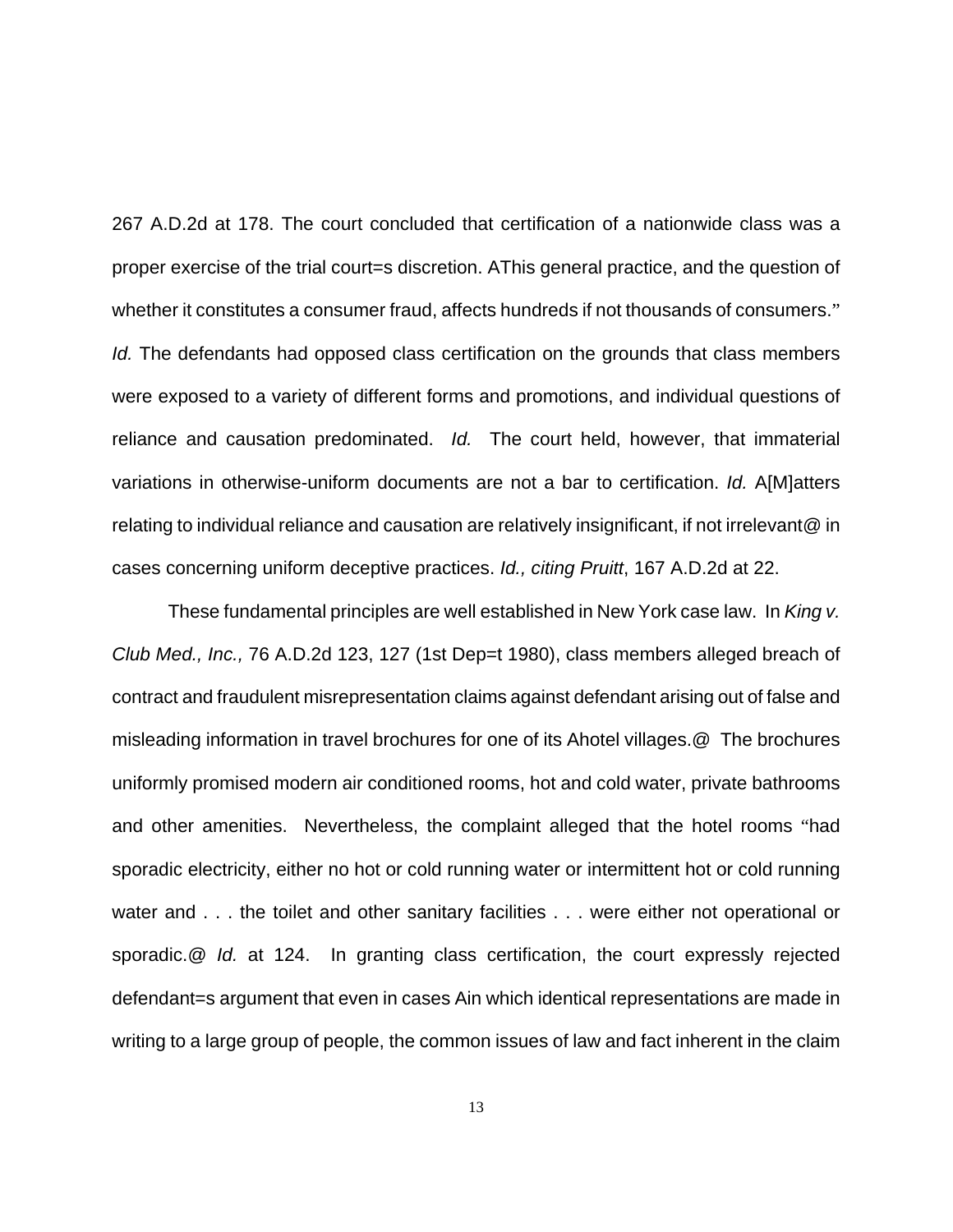267 A.D.2d at 178. The court concluded that certification of a nationwide class was a proper exercise of the trial court=s discretion. AThis general practice, and the question of whether it constitutes a consumer fraud, affects hundreds if not thousands of consumers." *Id.* The defendants had opposed class certification on the grounds that class members were exposed to a variety of different forms and promotions, and individual questions of reliance and causation predominated. *Id.* The court held, however, that immaterial variations in otherwise-uniform documents are not a bar to certification. *Id.* A[M]atters relating to individual reliance and causation are relatively insignificant, if not irrelevant@ in cases concerning uniform deceptive practices. *Id., citing Pruitt*, 167 A.D.2d at 22.

These fundamental principles are well established in New York case law. In *King v. Club Med., Inc.,* 76 A.D.2d 123, 127 (1st Dep=t 1980), class members alleged breach of contract and fraudulent misrepresentation claims against defendant arising out of false and misleading information in travel brochures for one of its Ahotel villages.@ The brochures uniformly promised modern air conditioned rooms, hot and cold water, private bathrooms and other amenities. Nevertheless, the complaint alleged that the hotel rooms "had sporadic electricity, either no hot or cold running water or intermittent hot or cold running water and . . . the toilet and other sanitary facilities . . . were either not operational or sporadic.@ *Id.* at 124. In granting class certification, the court expressly rejected defendant=s argument that even in cases Ain which identical representations are made in writing to a large group of people, the common issues of law and fact inherent in the claim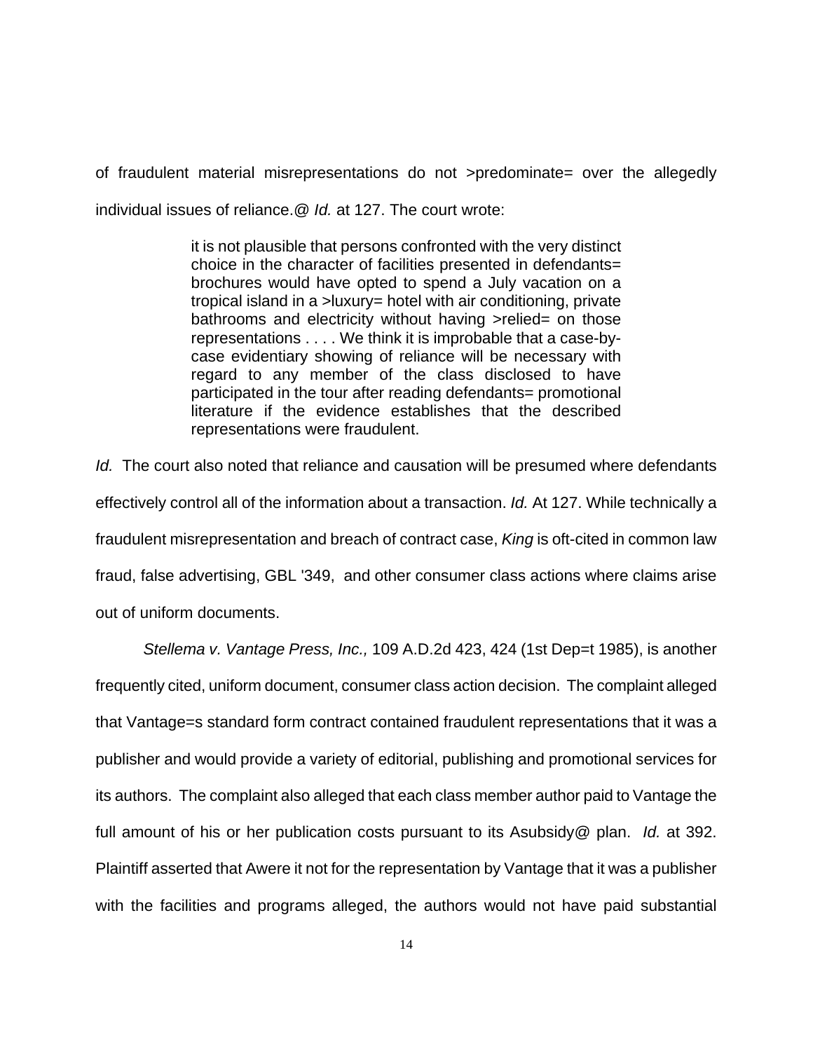of fraudulent material misrepresentations do not >predominate= over the allegedly individual issues of reliance.@ *Id.* at 127. The court wrote:

> it is not plausible that persons confronted with the very distinct choice in the character of facilities presented in defendants= brochures would have opted to spend a July vacation on a tropical island in a >luxury= hotel with air conditioning, private bathrooms and electricity without having >relied= on those representations . . . . We think it is improbable that a case-by-case evidentiary showing of reliance will be necessary with regard to any member of the class disclosed to have participated in the tour after reading defendants= promotional literature if the evidence establishes that the described representations were fraudulent.

*Id.* The court also noted that reliance and causation will be presumed where defendants effectively control all of the information about a transaction. *Id.* At 127. While technically a fraudulent misrepresentation and breach of contract case, *King* is oft-cited in common law fraud, false advertising, GBL '349, and other consumer class actions where claims arise out of uniform documents.

*Stellema v. Vantage Press, Inc.,* 109 A.D.2d 423, 424 (1st Dep=t 1985), is another frequently cited, uniform document, consumer class action decision. The complaint alleged that Vantage=s standard form contract contained fraudulent representations that it was a publisher and would provide a variety of editorial, publishing and promotional services for its authors. The complaint also alleged that each class member author paid to Vantage the full amount of his or her publication costs pursuant to its Asubsidy@ plan. *Id.* at 392. Plaintiff asserted that Awere it not for the representation by Vantage that it was a publisher with the facilities and programs alleged, the authors would not have paid substantial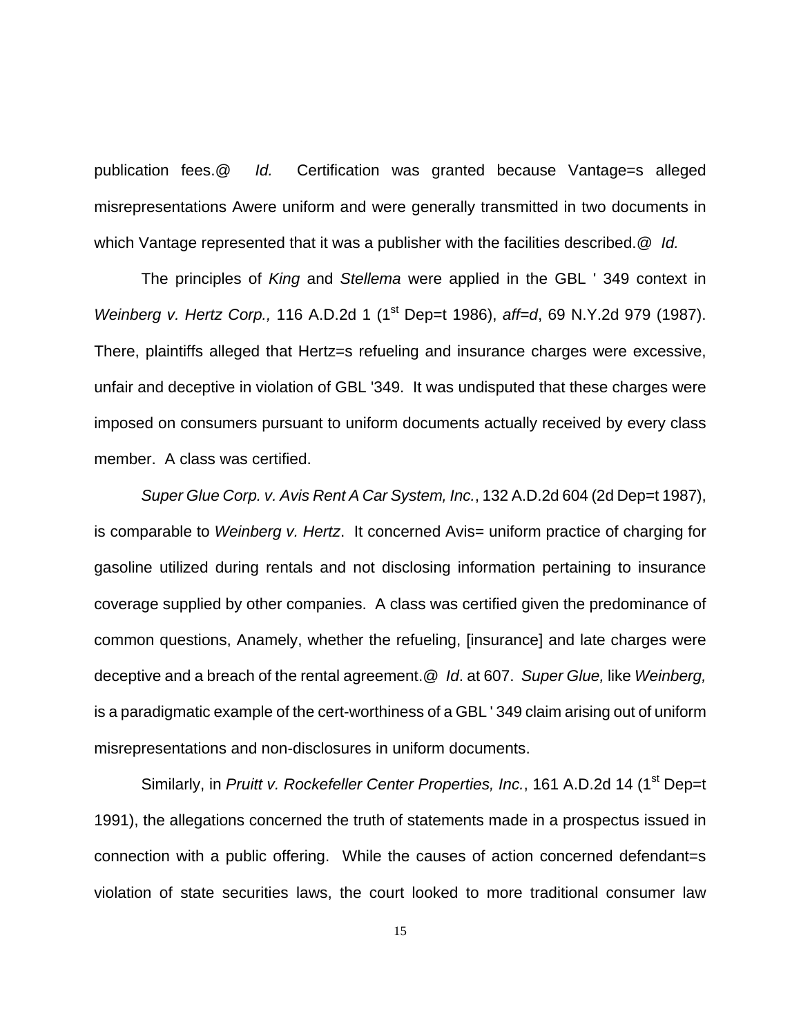publication fees.@ *Id.* Certification was granted because Vantage=s alleged misrepresentations Awere uniform and were generally transmitted in two documents in which Vantage represented that it was a publisher with the facilities described.@ *Id.*

The principles of *King* and *Stellema* were applied in the GBL ' 349 context in *Weinberg v. Hertz Corp.,* 116 A.D.2d 1 (1st Dep=t 1986), *aff=d*, 69 N.Y.2d 979 (1987). There, plaintiffs alleged that Hertz=s refueling and insurance charges were excessive, unfair and deceptive in violation of GBL '349. It was undisputed that these charges were imposed on consumers pursuant to uniform documents actually received by every class member. A class was certified.

*Super Glue Corp. v. Avis Rent A Car System, Inc.*, 132 A.D.2d 604 (2d Dep=t 1987), is comparable to *Weinberg v. Hertz*. It concerned Avis= uniform practice of charging for gasoline utilized during rentals and not disclosing information pertaining to insurance coverage supplied by other companies. A class was certified given the predominance of common questions, Anamely, whether the refueling, [insurance] and late charges were deceptive and a breach of the rental agreement.@ *Id*. at 607. *Super Glue,* like *Weinberg,* is a paradigmatic example of the cert-worthiness of a GBL ' 349 claim arising out of uniform misrepresentations and non-disclosures in uniform documents.

Similarly, in *Pruitt v. Rockefeller Center Properties, Inc.*, 161 A.D.2d 14 (1st Dep=t 1991), the allegations concerned the truth of statements made in a prospectus issued in connection with a public offering. While the causes of action concerned defendant=s violation of state securities laws, the court looked to more traditional consumer law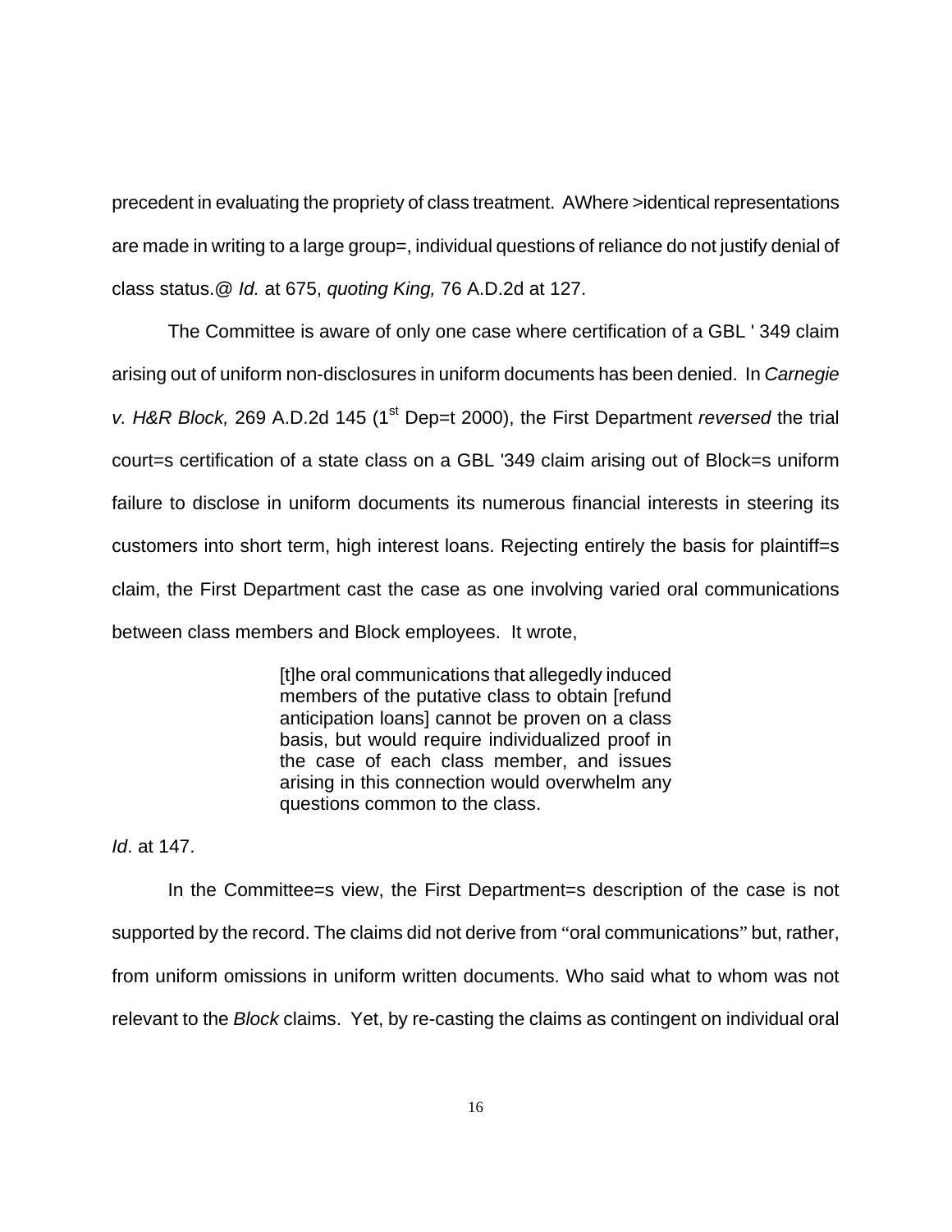precedent in evaluating the propriety of class treatment. AWhere >identical representations are made in writing to a large group=, individual questions of reliance do not justify denial of class status.@ *Id.* at 675, *quoting King,* 76 A.D.2d at 127.

The Committee is aware of only one case where certification of a GBL ' 349 claim arising out of uniform non-disclosures in uniform documents has been denied. In *Carnegie v. H&R Block,* 269 A.D.2d 145 (1st Dep=t 2000), the First Department *reversed* the trial court=s certification of a state class on a GBL '349 claim arising out of Block=s uniform failure to disclose in uniform documents its numerous financial interests in steering its customers into short term, high interest loans. Rejecting entirely the basis for plaintiff=s claim, the First Department cast the case as one involving varied oral communications between class members and Block employees. It wrote,

> [t]he oral communications that allegedly induced members of the putative class to obtain [refund anticipation loans] cannot be proven on a class basis, but would require individualized proof in the case of each class member, and issues arising in this connection would overwhelm any questions common to the class.

*Id*. at 147.

In the Committee=s view, the First Department=s description of the case is not supported by the record. The claims did not derive from "oral communications" but, rather, from uniform omissions in uniform written documents. Who said what to whom was not relevant to the *Block* claims. Yet, by re-casting the claims as contingent on individual oral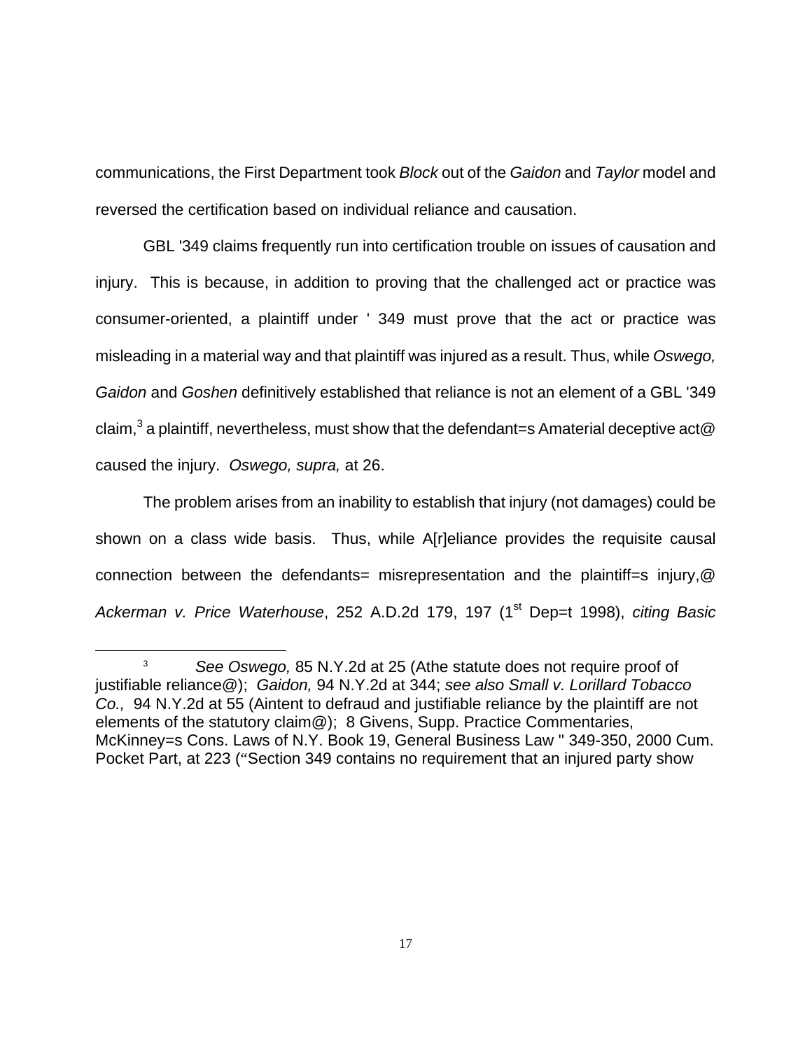communications, the First Department took *Block* out of the *Gaidon* and *Taylor* model and reversed the certification based on individual reliance and causation.

GBL '349 claims frequently run into certification trouble on issues of causation and injury. This is because, in addition to proving that the challenged act or practice was consumer-oriented, a plaintiff under ' 349 must prove that the act or practice was misleading in a material way and that plaintiff was injured as a result. Thus, while *Oswego, Gaidon* and *Goshen* definitively established that reliance is not an element of a GBL '349 claim,[3] a plaintiff, nevertheless, must show that the defendant=s Amaterial deceptive act@ caused the injury. *Oswego, supra,* at 26.

The problem arises from an inability to establish that injury (not damages) could be shown on a class wide basis. Thus, while A[r]eliance provides the requisite causal connection between the defendants= misrepresentation and the plaintiff=s injury,@ *Ackerman v. Price Waterhouse*, 252 A.D.2d 179, 197 (1st Dep=t 1998), *citing Basic*

---

[3] *See Oswego,* 85 N.Y.2d at 25 (Athe statute does not require proof of justifiable reliance@); *Gaidon,* 94 N.Y.2d at 344; *see also Small v. Lorillard Tobacco Co.,* 94 N.Y.2d at 55 (Aintent to defraud and justifiable reliance by the plaintiff are not elements of the statutory claim@); 8 Givens, Supp. Practice Commentaries, McKinney=s Cons. Laws of N.Y. Book 19, General Business Law '' 349-350, 2000 Cum. Pocket Part, at 223 ("Section 349 contains no requirement that an injured party show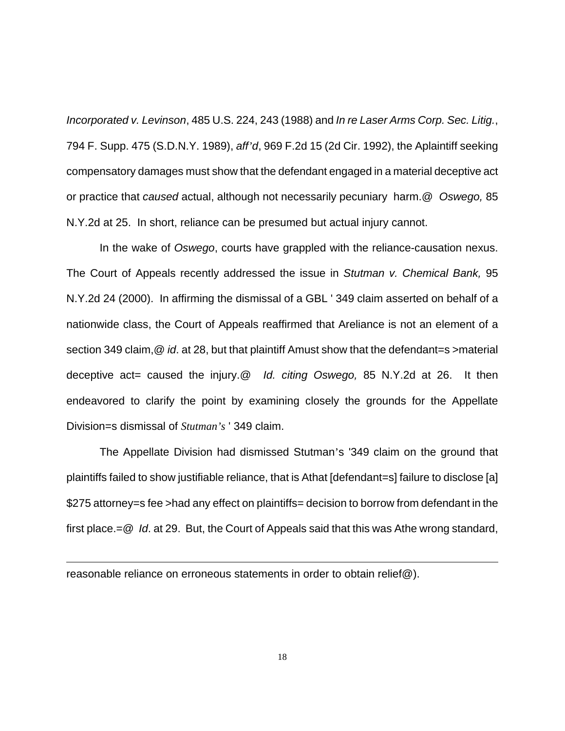*Incorporated v. Levinson*, 485 U.S. 224, 243 (1988) and *In re Laser Arms Corp. Sec. Litig.*, 794 F. Supp. 475 (S.D.N.Y. 1989), *aff'd*, 969 F.2d 15 (2d Cir. 1992), the Aplaintiff seeking compensatory damages must show that the defendant engaged in a material deceptive act or practice that *caused* actual, although not necessarily pecuniary harm.@ *Oswego,* 85 N.Y.2d at 25. In short, reliance can be presumed but actual injury cannot.

In the wake of *Oswego*, courts have grappled with the reliance-causation nexus. The Court of Appeals recently addressed the issue in *Stutman v. Chemical Bank,* 95 N.Y.2d 24 (2000). In affirming the dismissal of a GBL ' 349 claim asserted on behalf of a nationwide class, the Court of Appeals reaffirmed that Areliance is not an element of a section 349 claim,@ *id*. at 28, but that plaintiff Amust show that the defendant=s >material deceptive act= caused the injury.@ *Id. citing Oswego,* 85 N.Y.2d at 26. It then endeavored to clarify the point by examining closely the grounds for the Appellate Division=s dismissal of *Stutman's* ' 349 claim.

The Appellate Division had dismissed Stutman's '349 claim on the ground that plaintiffs failed to show justifiable reliance, that is Athat [defendant=s] failure to disclose [a] $275 attorney=s fee >had any effect on plaintiffs= decision to borrow from defendant in the first place.=@ *Id*. at 29. But, the Court of Appeals said that this was Athe wrong standard,

---

reasonable reliance on erroneous statements in order to obtain relief@).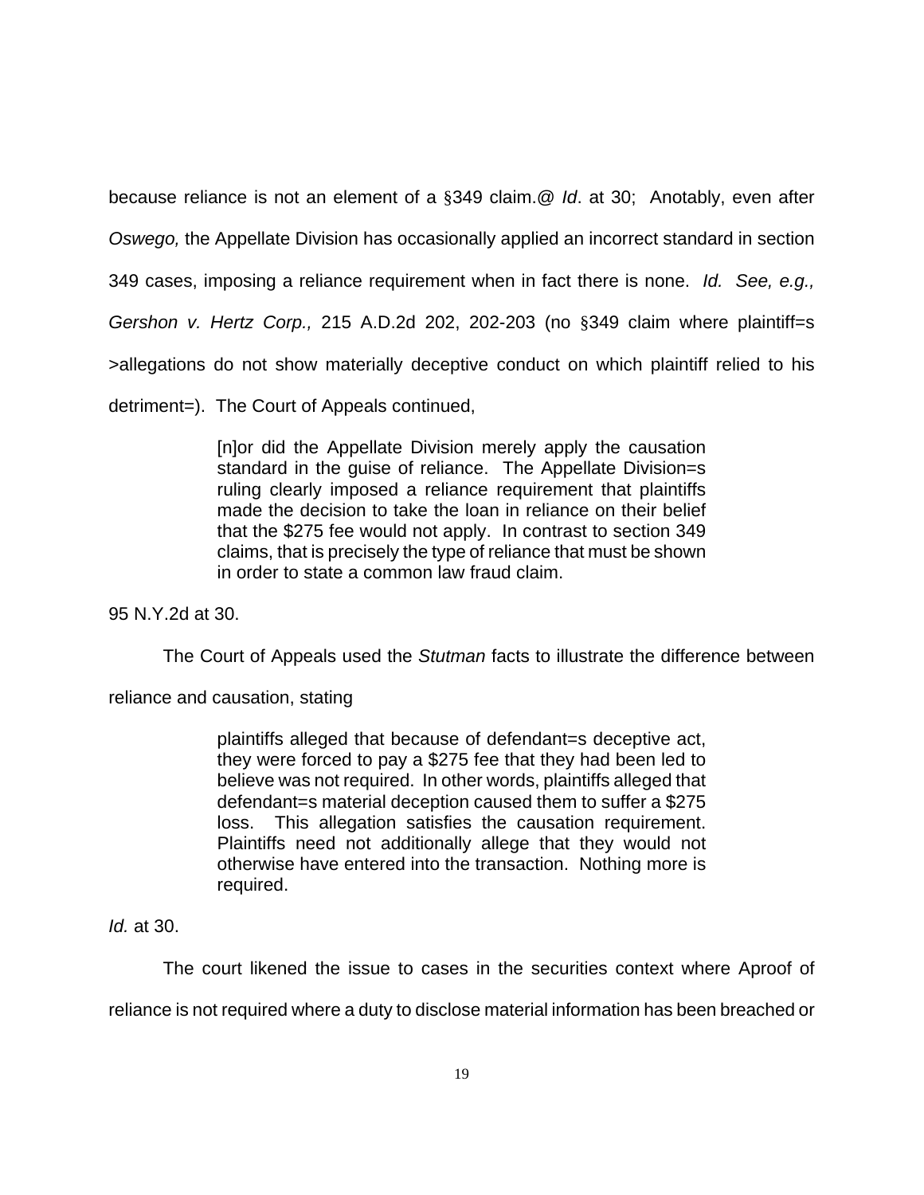because reliance is not an element of a §349 claim.@ *Id*. at 30; Anotably, even after *Oswego,* the Appellate Division has occasionally applied an incorrect standard in section 349 cases, imposing a reliance requirement when in fact there is none. *Id. See, e.g., Gershon v. Hertz Corp.,* 215 A.D.2d 202, 202-203 (no §349 claim where plaintiff=s >allegations do not show materially deceptive conduct on which plaintiff relied to his detriment=). The Court of Appeals continued,

> [n]or did the Appellate Division merely apply the causation standard in the guise of reliance. The Appellate Division=s ruling clearly imposed a reliance requirement that plaintiffs made the decision to take the loan in reliance on their belief that the $275 fee would not apply. In contrast to section 349 claims, that is precisely the type of reliance that must be shown in order to state a common law fraud claim.

95 N.Y.2d at 30.

The Court of Appeals used the *Stutman* facts to illustrate the difference between reliance and causation, stating

> plaintiffs alleged that because of defendant=s deceptive act, they were forced to pay a $275 fee that they had been led to believe was not required. In other words, plaintiffs alleged that defendant=s material deception caused them to suffer a $275 loss. This allegation satisfies the causation requirement. Plaintiffs need not additionally allege that they would not otherwise have entered into the transaction. Nothing more is required.

*Id.* at 30.

The court likened the issue to cases in the securities context where Aproof of reliance is not required where a duty to disclose material information has been breached or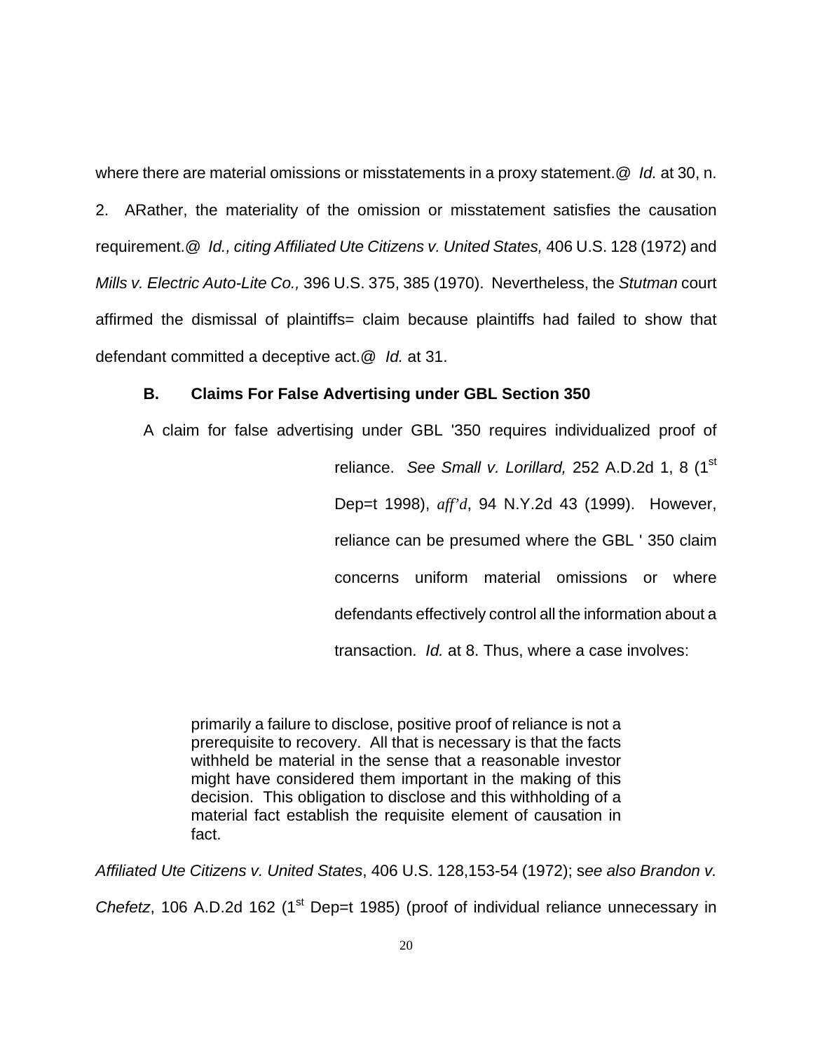where there are material omissions or misstatements in a proxy statement.@ *Id.* at 30, n. 2. ARather, the materiality of the omission or misstatement satisfies the causation requirement.@ *Id., citing Affiliated Ute Citizens v. United States,* 406 U.S. 128 (1972) and *Mills v. Electric Auto-Lite Co.,* 396 U.S. 375, 385 (1970). Nevertheless, the *Stutman* court affirmed the dismissal of plaintiffs= claim because plaintiffs had failed to show that defendant committed a deceptive act.@ *Id.* at 31.

### B. Claims For False Advertising under GBL Section 350

A claim for false advertising under GBL '350 requires individualized proof of reliance. *See Small v. Lorillard,* 252 A.D.2d 1, 8 (1st Dep=t 1998), *aff'd*, 94 N.Y.2d 43 (1999). However, reliance can be presumed where the GBL ' 350 claim concerns uniform material omissions or where defendants effectively control all the information about a transaction. *Id.* at 8. Thus, where a case involves:

> primarily a failure to disclose, positive proof of reliance is not a prerequisite to recovery. All that is necessary is that the facts withheld be material in the sense that a reasonable investor might have considered them important in the making of this decision. This obligation to disclose and this withholding of a material fact establish the requisite element of causation in fact.

*Affiliated Ute Citizens v. United States*, 406 U.S. 128,153-54 (1972); s*ee also Brandon v. Chefetz*, 106 A.D.2d 162 (1st Dep=t 1985) (proof of individual reliance unnecessary in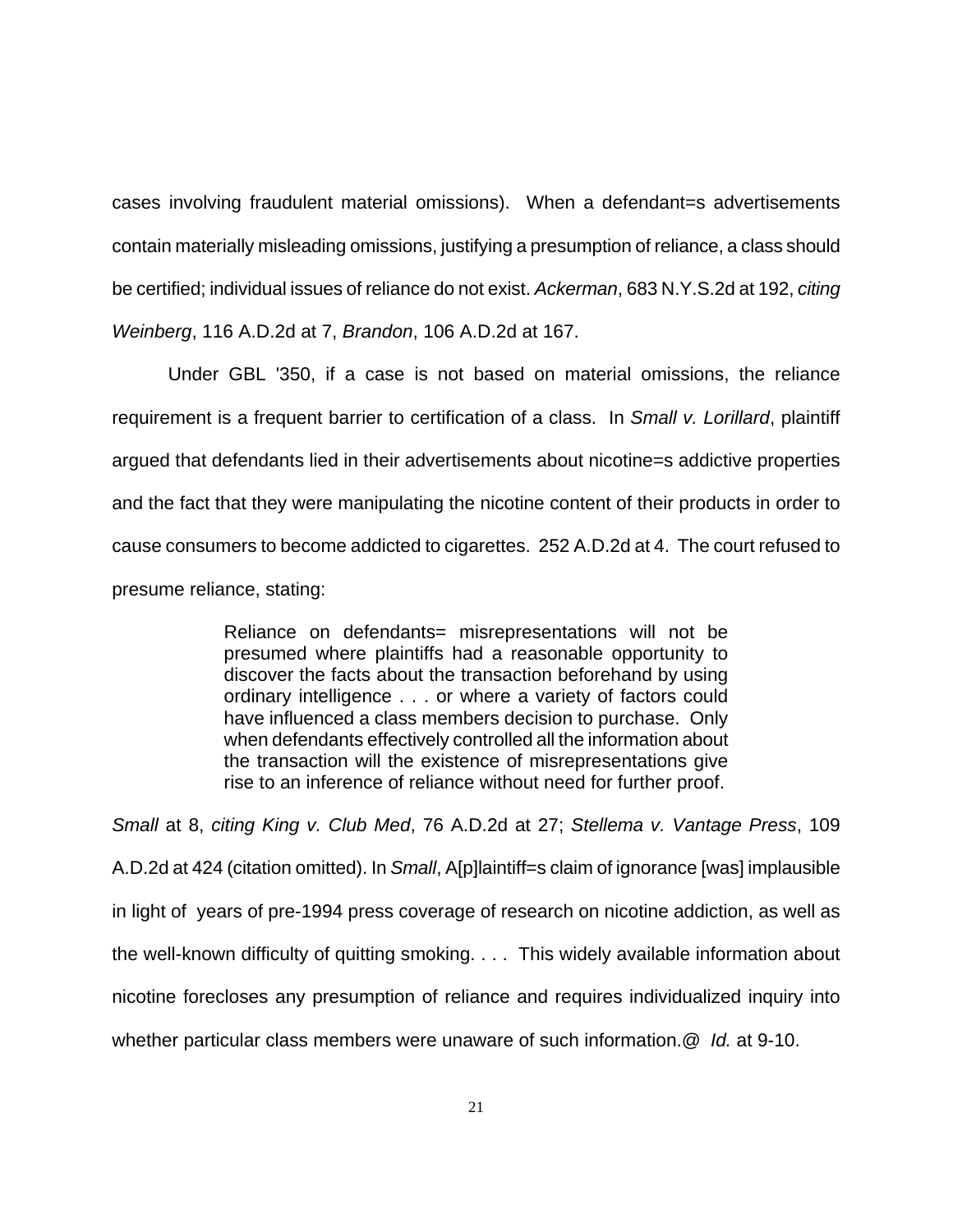cases involving fraudulent material omissions). When a defendant=s advertisements contain materially misleading omissions, justifying a presumption of reliance, a class should be certified; individual issues of reliance do not exist. *Ackerman*, 683 N.Y.S.2d at 192, *citing Weinberg*, 116 A.D.2d at 7, *Brandon*, 106 A.D.2d at 167.

Under GBL '350, if a case is not based on material omissions, the reliance requirement is a frequent barrier to certification of a class. In *Small v. Lorillard*, plaintiff argued that defendants lied in their advertisements about nicotine=s addictive properties and the fact that they were manipulating the nicotine content of their products in order to cause consumers to become addicted to cigarettes. 252 A.D.2d at 4. The court refused to presume reliance, stating:

> Reliance on defendants= misrepresentations will not be presumed where plaintiffs had a reasonable opportunity to discover the facts about the transaction beforehand by using ordinary intelligence . . . or where a variety of factors could have influenced a class members decision to purchase. Only when defendants effectively controlled all the information about the transaction will the existence of misrepresentations give rise to an inference of reliance without need for further proof.

*Small* at 8, *citing King v. Club Med*, 76 A.D.2d at 27; *Stellema v. Vantage Press*, 109 A.D.2d at 424 (citation omitted). In *Small*, A[p]laintiff=s claim of ignorance [was] implausible in light of years of pre-1994 press coverage of research on nicotine addiction, as well as the well-known difficulty of quitting smoking. . . . This widely available information about nicotine forecloses any presumption of reliance and requires individualized inquiry into whether particular class members were unaware of such information.@ *Id.* at 9-10.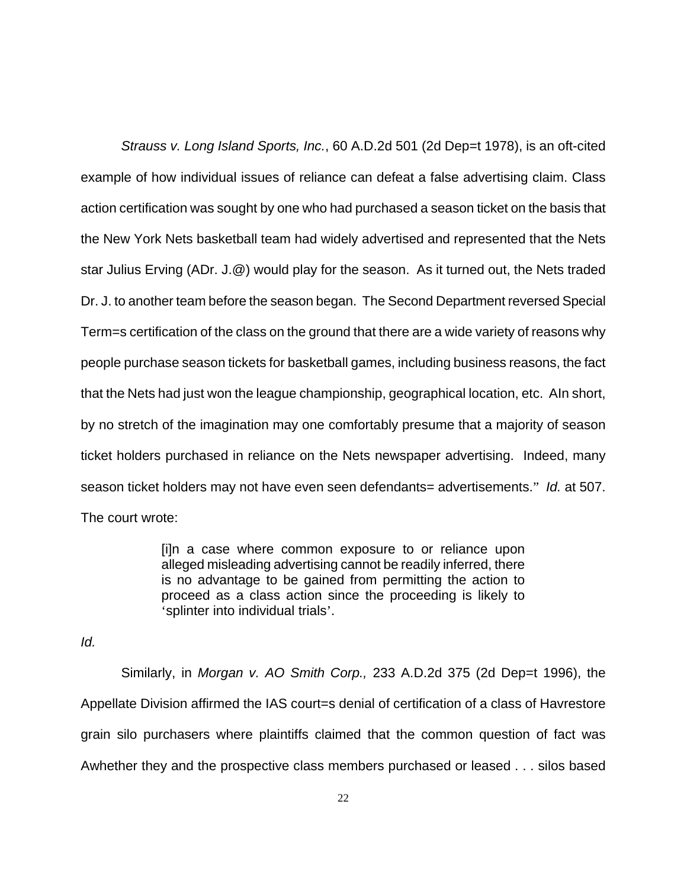*Strauss v. Long Island Sports, Inc.*, 60 A.D.2d 501 (2d Dep=t 1978), is an oft-cited example of how individual issues of reliance can defeat a false advertising claim. Class action certification was sought by one who had purchased a season ticket on the basis that the New York Nets basketball team had widely advertised and represented that the Nets star Julius Erving (ADr. J.@) would play for the season. As it turned out, the Nets traded Dr. J. to another team before the season began. The Second Department reversed Special Term=s certification of the class on the ground that there are a wide variety of reasons why people purchase season tickets for basketball games, including business reasons, the fact that the Nets had just won the league championship, geographical location, etc. AIn short, by no stretch of the imagination may one comfortably presume that a majority of season ticket holders purchased in reliance on the Nets newspaper advertising. Indeed, many season ticket holders may not have even seen defendants= advertisements." *Id.* at 507. The court wrote:

> [i]n a case where common exposure to or reliance upon alleged misleading advertising cannot be readily inferred, there is no advantage to be gained from permitting the action to proceed as a class action since the proceeding is likely to 'splinter into individual trials'.

*Id.*

Similarly, in *Morgan v. AO Smith Corp.,* 233 A.D.2d 375 (2d Dep=t 1996), the Appellate Division affirmed the IAS court=s denial of certification of a class of Havrestore grain silo purchasers where plaintiffs claimed that the common question of fact was Awhether they and the prospective class members purchased or leased . . . silos based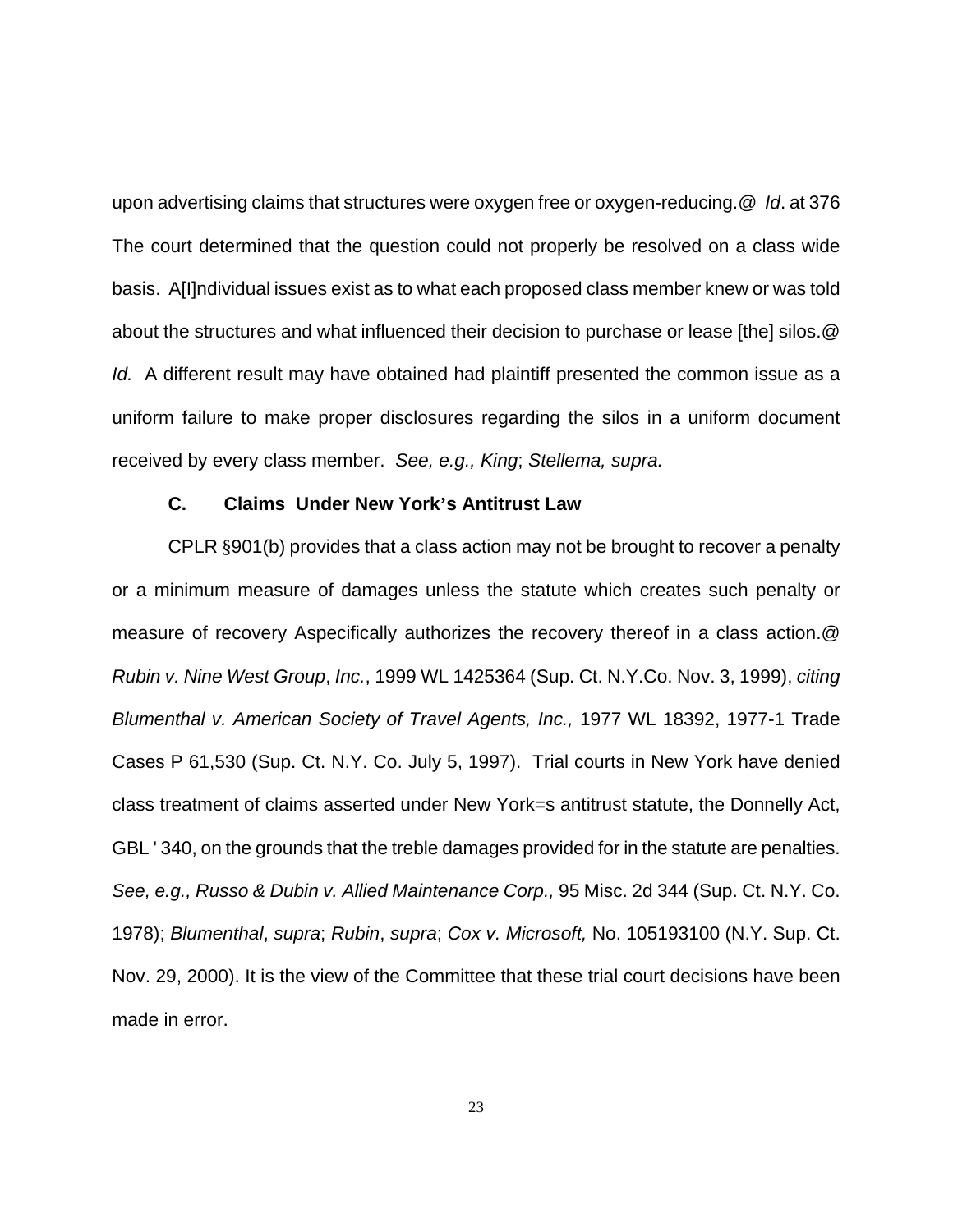upon advertising claims that structures were oxygen free or oxygen-reducing.@ *Id*. at 376 The court determined that the question could not properly be resolved on a class wide basis. A[I]ndividual issues exist as to what each proposed class member knew or was told about the structures and what influenced their decision to purchase or lease [the] silos.@ *Id.* A different result may have obtained had plaintiff presented the common issue as a uniform failure to make proper disclosures regarding the silos in a uniform document received by every class member. *See, e.g., King*; *Stellema, supra.*

### C. Claims Under New York's Antitrust Law

CPLR §901(b) provides that a class action may not be brought to recover a penalty or a minimum measure of damages unless the statute which creates such penalty or measure of recovery Aspecifically authorizes the recovery thereof in a class action.@ *Rubin v. Nine West Group*, *Inc.*, 1999 WL 1425364 (Sup. Ct. N.Y.Co. Nov. 3, 1999), *citing Blumenthal v. American Society of Travel Agents, Inc.,* 1977 WL 18392, 1977-1 Trade Cases P 61,530 (Sup. Ct. N.Y. Co. July 5, 1997). Trial courts in New York have denied class treatment of claims asserted under New York=s antitrust statute, the Donnelly Act, GBL ' 340, on the grounds that the treble damages provided for in the statute are penalties. *See, e.g., Russo & Dubin v. Allied Maintenance Corp.,* 95 Misc. 2d 344 (Sup. Ct. N.Y. Co. 1978); *Blumenthal*, *supra*; *Rubin*, *supra*; *Cox v. Microsoft,* No. 105193100 (N.Y. Sup. Ct. Nov. 29, 2000). It is the view of the Committee that these trial court decisions have been made in error.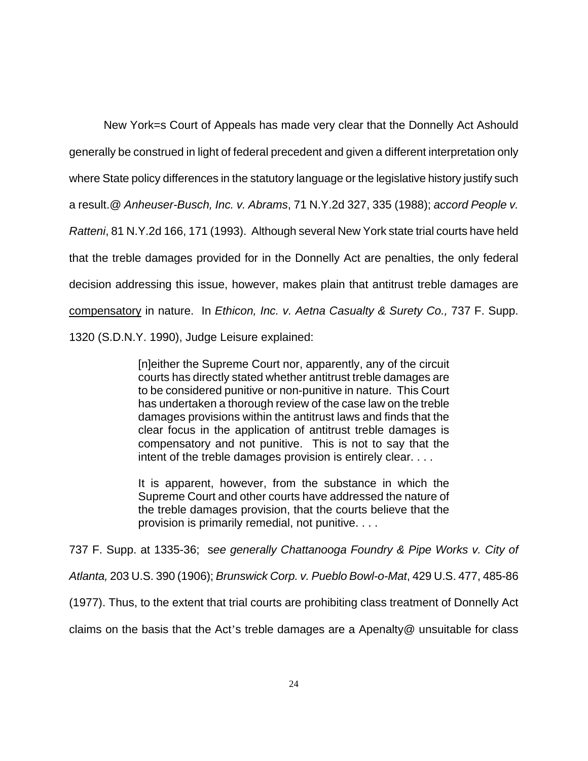New York=s Court of Appeals has made very clear that the Donnelly Act Ashould generally be construed in light of federal precedent and given a different interpretation only where State policy differences in the statutory language or the legislative history justify such a result.@ *Anheuser-Busch, Inc. v. Abrams*, 71 N.Y.2d 327, 335 (1988); *accord People v. Ratteni*, 81 N.Y.2d 166, 171 (1993). Although several New York state trial courts have held that the treble damages provided for in the Donnelly Act are penalties, the only federal decision addressing this issue, however, makes plain that antitrust treble damages are <u>compensatory</u> in nature. In *Ethicon, Inc. v. Aetna Casualty & Surety Co.,* 737 F. Supp. 1320 (S.D.N.Y. 1990), Judge Leisure explained:

> [n]either the Supreme Court nor, apparently, any of the circuit courts has directly stated whether antitrust treble damages are to be considered punitive or non-punitive in nature. This Court has undertaken a thorough review of the case law on the treble damages provisions within the antitrust laws and finds that the clear focus in the application of antitrust treble damages is compensatory and not punitive. This is not to say that the intent of the treble damages provision is entirely clear. . . .
>
> It is apparent, however, from the substance in which the Supreme Court and other courts have addressed the nature of the treble damages provision, that the courts believe that the provision is primarily remedial, not punitive. . . .

737 F. Supp. at 1335-36; s*ee generally Chattanooga Foundry & Pipe Works v. City of Atlanta,* 203 U.S. 390 (1906); *Brunswick Corp. v. Pueblo Bowl-o-Mat*, 429 U.S. 477, 485-86 (1977). Thus, to the extent that trial courts are prohibiting class treatment of Donnelly Act claims on the basis that the Act's treble damages are a Apenalty@ unsuitable for class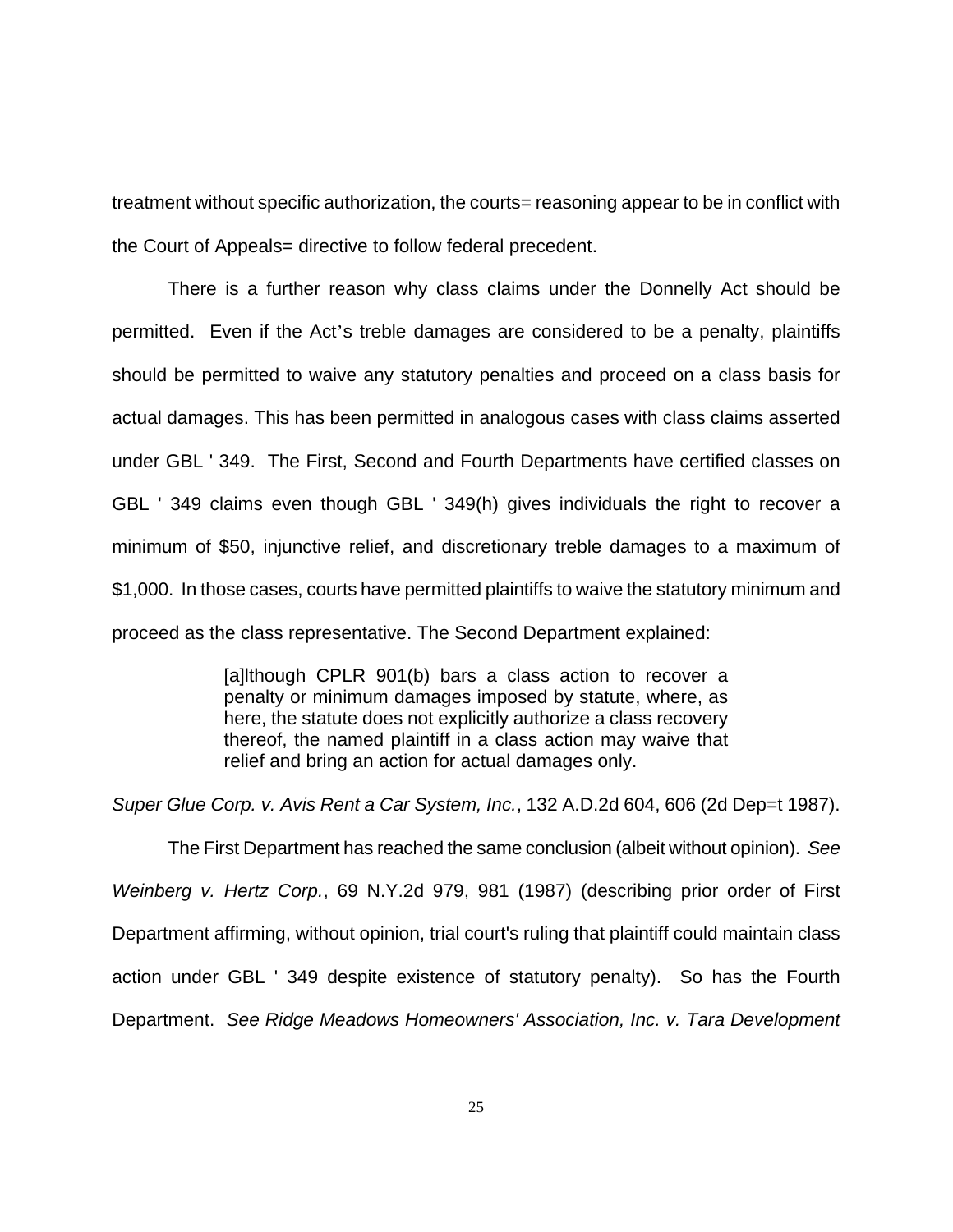treatment without specific authorization, the courts= reasoning appear to be in conflict with the Court of Appeals= directive to follow federal precedent.

There is a further reason why class claims under the Donnelly Act should be permitted. Even if the Act's treble damages are considered to be a penalty, plaintiffs should be permitted to waive any statutory penalties and proceed on a class basis for actual damages. This has been permitted in analogous cases with class claims asserted under GBL ' 349. The First, Second and Fourth Departments have certified classes on GBL ' 349 claims even though GBL ' 349(h) gives individuals the right to recover a minimum of $50, injunctive relief, and discretionary treble damages to a maximum of $1,000. In those cases, courts have permitted plaintiffs to waive the statutory minimum and proceed as the class representative. The Second Department explained:

> [a]lthough CPLR 901(b) bars a class action to recover a penalty or minimum damages imposed by statute, where, as here, the statute does not explicitly authorize a class recovery thereof, the named plaintiff in a class action may waive that relief and bring an action for actual damages only.

*Super Glue Corp. v. Avis Rent a Car System, Inc.*, 132 A.D.2d 604, 606 (2d Dep=t 1987).

The First Department has reached the same conclusion (albeit without opinion). *See Weinberg v. Hertz Corp.*, 69 N.Y.2d 979, 981 (1987) (describing prior order of First Department affirming, without opinion, trial court's ruling that plaintiff could maintain class action under GBL ' 349 despite existence of statutory penalty). So has the Fourth Department. *See Ridge Meadows Homeowners' Association, Inc. v. Tara Development*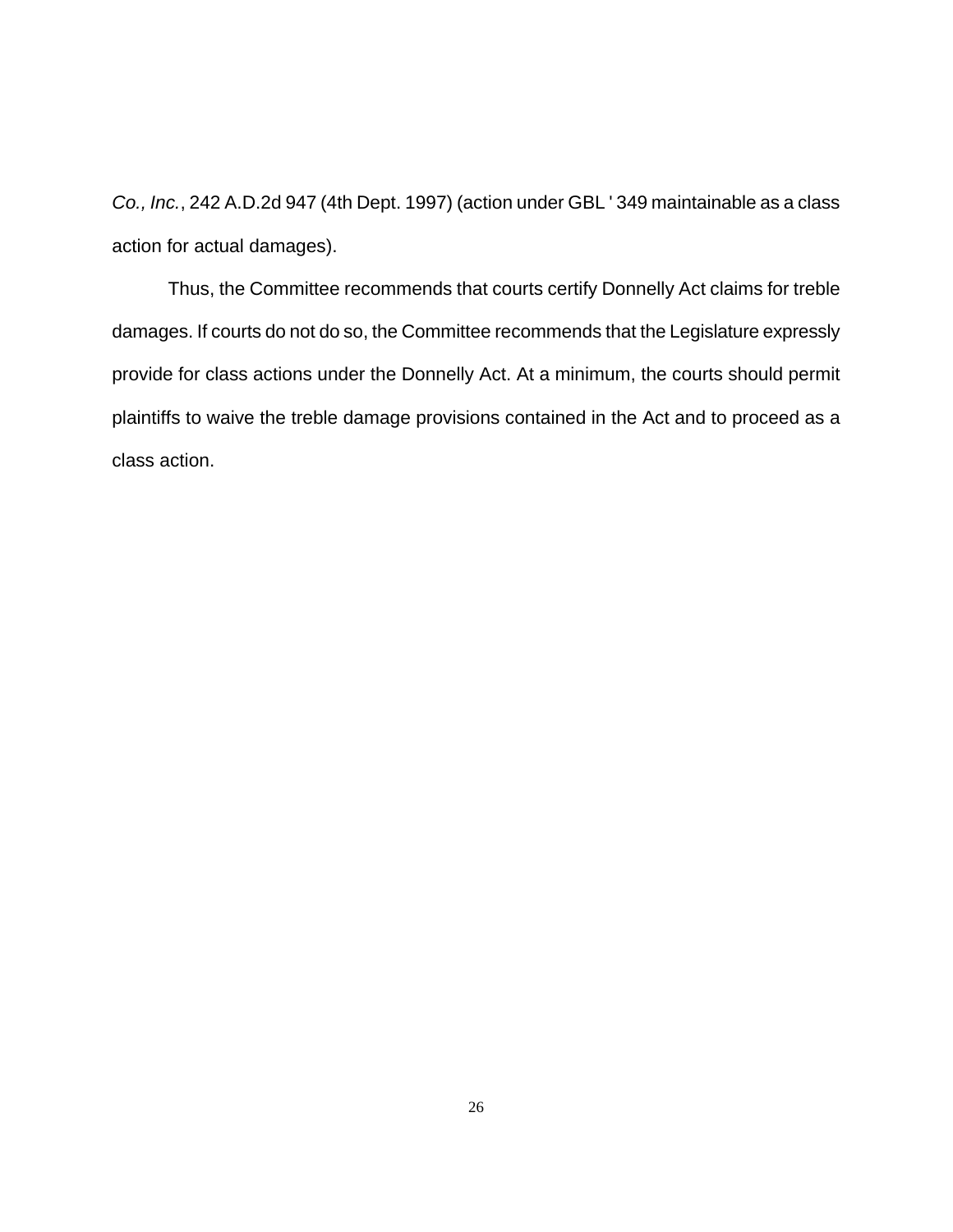*Co., Inc.*, 242 A.D.2d 947 (4th Dept. 1997) (action under GBL ' 349 maintainable as a class action for actual damages).

Thus, the Committee recommends that courts certify Donnelly Act claims for treble damages. If courts do not do so, the Committee recommends that the Legislature expressly provide for class actions under the Donnelly Act. At a minimum, the courts should permit plaintiffs to waive the treble damage provisions contained in the Act and to proceed as a class action.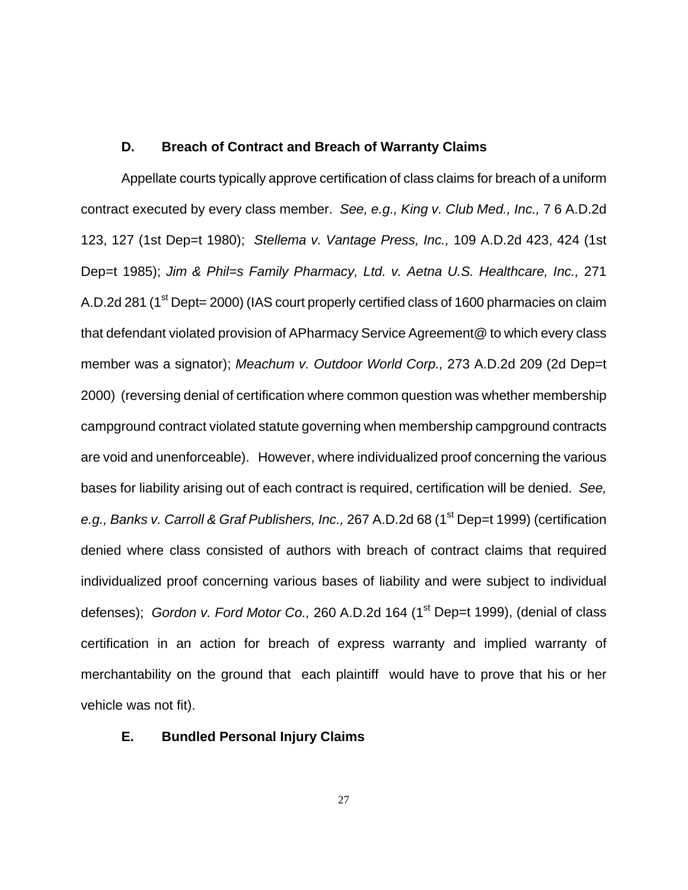### D. Breach of Contract and Breach of Warranty Claims

Appellate courts typically approve certification of class claims for breach of a uniform contract executed by every class member. *See, e.g., King v. Club Med., Inc.,* 7 6 A.D.2d 123, 127 (1st Dep=t 1980); *Stellema v. Vantage Press, Inc.,* 109 A.D.2d 423, 424 (1st Dep=t 1985); *Jim & Phil=s Family Pharmacy, Ltd. v. Aetna U.S. Healthcare, Inc.,* 271 A.D.2d 281 (1st Dept= 2000) (IAS court properly certified class of 1600 pharmacies on claim that defendant violated provision of APharmacy Service Agreement@ to which every class member was a signator); *Meachum v. Outdoor World Corp.,* 273 A.D.2d 209 (2d Dep=t 2000) (reversing denial of certification where common question was whether membership campground contract violated statute governing when membership campground contracts are void and unenforceable). However, where individualized proof concerning the various bases for liability arising out of each contract is required, certification will be denied. *See, e.g., Banks v. Carroll & Graf Publishers, Inc.,* 267 A.D.2d 68 (1st Dep=t 1999) (certification denied where class consisted of authors with breach of contract claims that required individualized proof concerning various bases of liability and were subject to individual defenses); *Gordon v. Ford Motor Co.,* 260 A.D.2d 164 (1st Dep=t 1999), (denial of class certification in an action for breach of express warranty and implied warranty of merchantability on the ground that each plaintiff would have to prove that his or her vehicle was not fit).

### E. Bundled Personal Injury Claims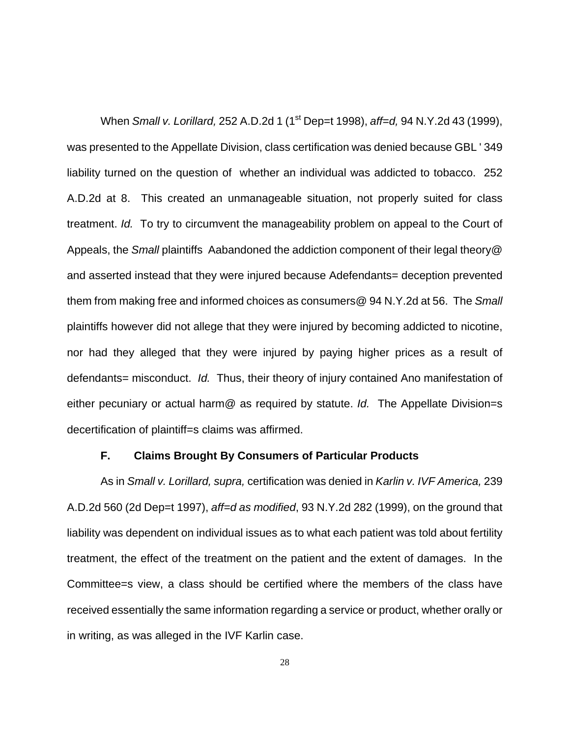When *Small v. Lorillard,* 252 A.D.2d 1 (1st Dep=t 1998), *aff=d,* 94 N.Y.2d 43 (1999), was presented to the Appellate Division, class certification was denied because GBL ' 349 liability turned on the question of whether an individual was addicted to tobacco. 252 A.D.2d at 8. This created an unmanageable situation, not properly suited for class treatment. *Id.* To try to circumvent the manageability problem on appeal to the Court of Appeals, the *Small* plaintiffs Aabandoned the addiction component of their legal theory@ and asserted instead that they were injured because Adefendants= deception prevented them from making free and informed choices as consumers@ 94 N.Y.2d at 56. The *Small* plaintiffs however did not allege that they were injured by becoming addicted to nicotine, nor had they alleged that they were injured by paying higher prices as a result of defendants= misconduct. *Id.* Thus, their theory of injury contained Ano manifestation of either pecuniary or actual harm@ as required by statute. *Id.* The Appellate Division=s decertification of plaintiff=s claims was affirmed.

### F. Claims Brought By Consumers of Particular Products

As in *Small v. Lorillard, supra,* certification was denied in *Karlin v. IVF America,* 239 A.D.2d 560 (2d Dep=t 1997), *aff=d as modified*, 93 N.Y.2d 282 (1999), on the ground that liability was dependent on individual issues as to what each patient was told about fertility treatment, the effect of the treatment on the patient and the extent of damages. In the Committee=s view, a class should be certified where the members of the class have received essentially the same information regarding a service or product, whether orally or in writing, as was alleged in the IVF Karlin case.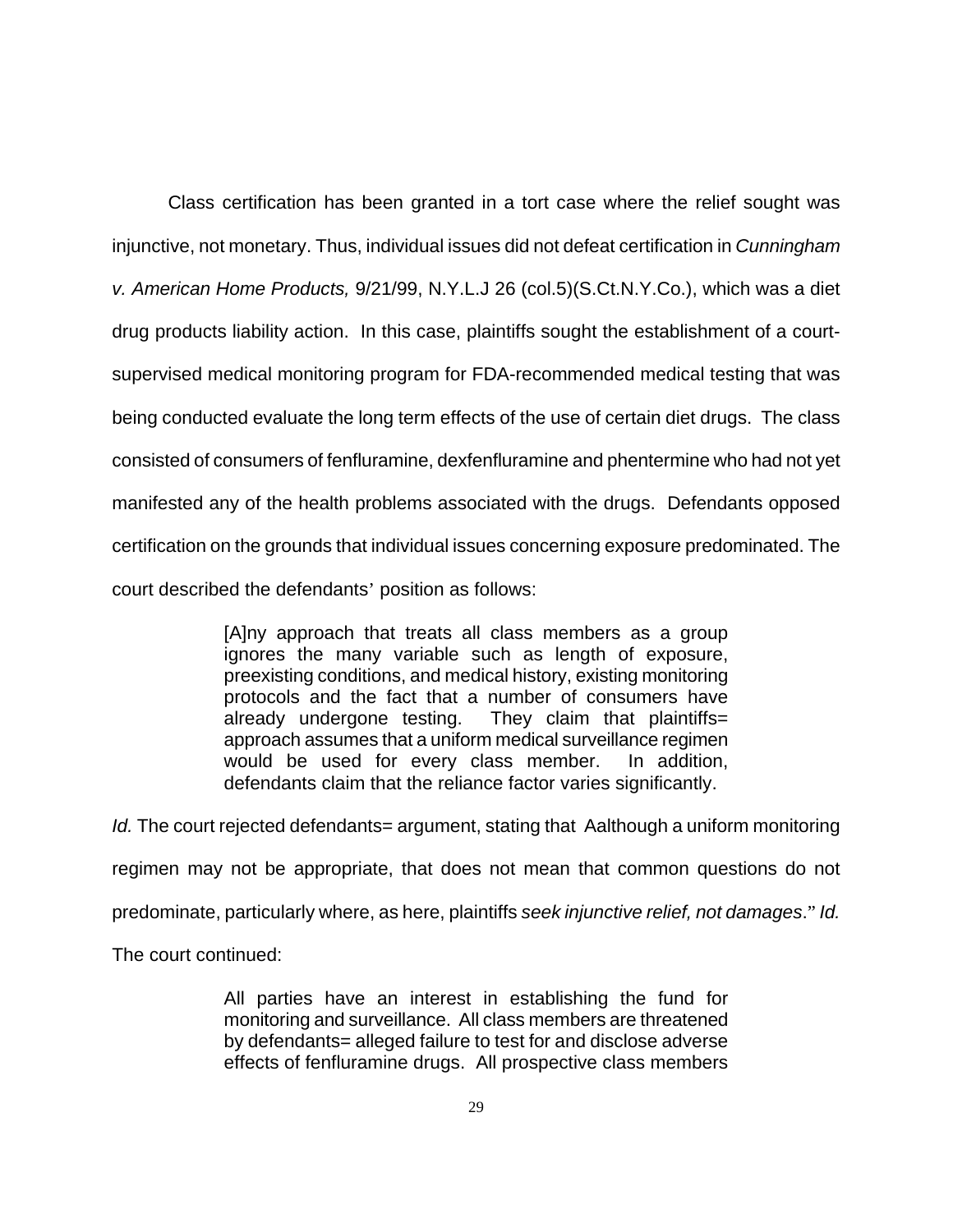Class certification has been granted in a tort case where the relief sought was injunctive, not monetary. Thus, individual issues did not defeat certification in *Cunningham v. American Home Products,* 9/21/99, N.Y.L.J 26 (col.5)(S.Ct.N.Y.Co.), which was a diet drug products liability action. In this case, plaintiffs sought the establishment of a court-supervised medical monitoring program for FDA-recommended medical testing that was being conducted evaluate the long term effects of the use of certain diet drugs. The class consisted of consumers of fenfluramine, dexfenfluramine and phentermine who had not yet manifested any of the health problems associated with the drugs. Defendants opposed certification on the grounds that individual issues concerning exposure predominated. The court described the defendants' position as follows:

> [A]ny approach that treats all class members as a group ignores the many variable such as length of exposure, preexisting conditions, and medical history, existing monitoring protocols and the fact that a number of consumers have already undergone testing. They claim that plaintiffs= approach assumes that a uniform medical surveillance regimen would be used for every class member. In addition, defendants claim that the reliance factor varies significantly.

*Id.* The court rejected defendants= argument, stating that Aalthough a uniform monitoring regimen may not be appropriate, that does not mean that common questions do not predominate, particularly where, as here, plaintiffs *seek injunctive relief, not damages*." *Id.* The court continued:

> All parties have an interest in establishing the fund for monitoring and surveillance. All class members are threatened by defendants= alleged failure to test for and disclose adverse effects of fenfluramine drugs. All prospective class members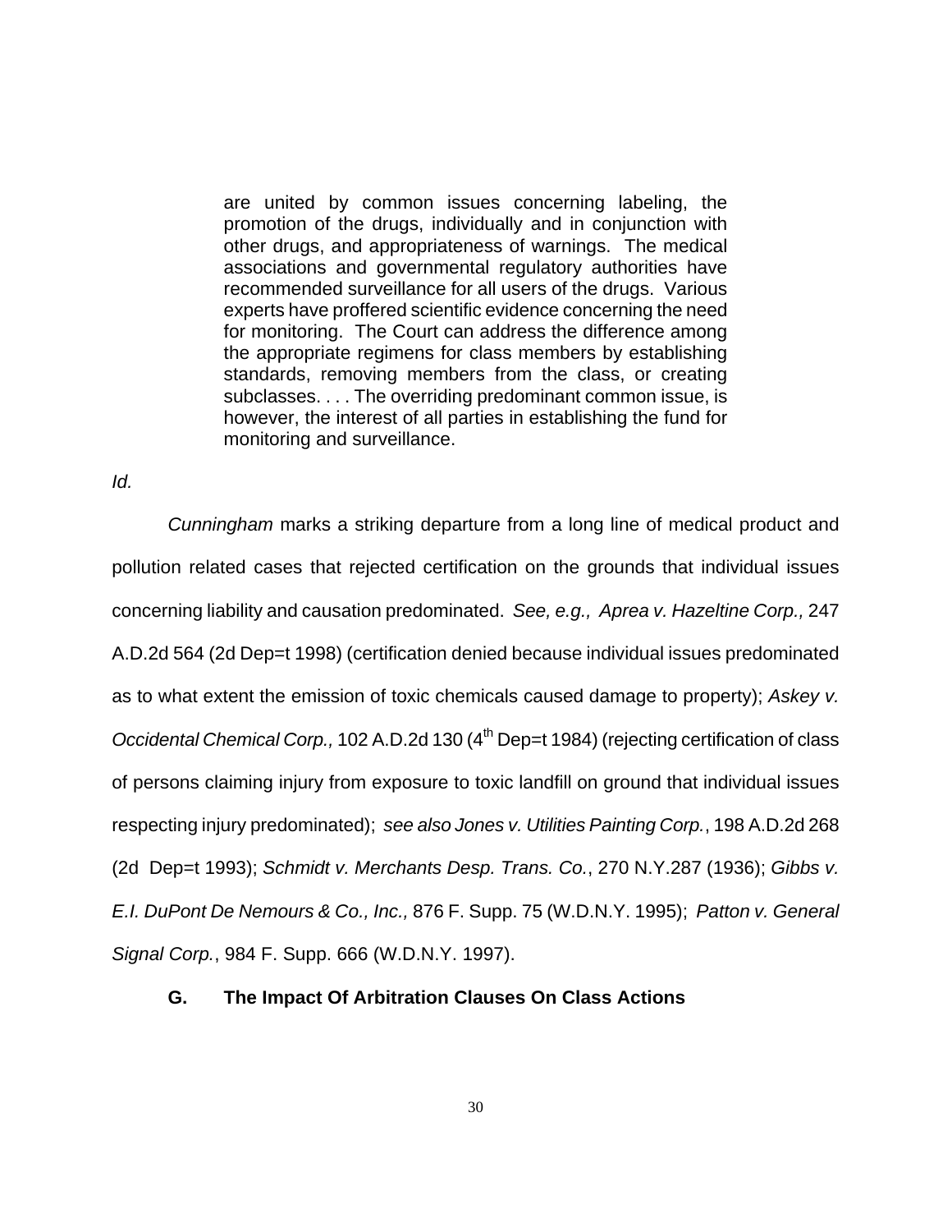> are united by common issues concerning labeling, the promotion of the drugs, individually and in conjunction with other drugs, and appropriateness of warnings. The medical associations and governmental regulatory authorities have recommended surveillance for all users of the drugs. Various experts have proffered scientific evidence concerning the need for monitoring. The Court can address the difference among the appropriate regimens for class members by establishing standards, removing members from the class, or creating subclasses. . . . The overriding predominant common issue, is however, the interest of all parties in establishing the fund for monitoring and surveillance.

*Id.*

*Cunningham* marks a striking departure from a long line of medical product and pollution related cases that rejected certification on the grounds that individual issues concerning liability and causation predominated. *See, e.g., Aprea v. Hazeltine Corp.,* 247 A.D.2d 564 (2d Dep=t 1998) (certification denied because individual issues predominated as to what extent the emission of toxic chemicals caused damage to property); *Askey v. Occidental Chemical Corp.,* 102 A.D.2d 130 (4th Dep=t 1984) (rejecting certification of class of persons claiming injury from exposure to toxic landfill on ground that individual issues respecting injury predominated); *see also Jones v. Utilities Painting Corp.*, 198 A.D.2d 268 (2d Dep=t 1993); *Schmidt v. Merchants Desp. Trans. Co.*, 270 N.Y.287 (1936); *Gibbs v. E.I. DuPont De Nemours & Co., Inc.,* 876 F. Supp. 75 (W.D.N.Y. 1995); *Patton v. General Signal Corp.*, 984 F. Supp. 666 (W.D.N.Y. 1997).

### G. The Impact Of Arbitration Clauses On Class Actions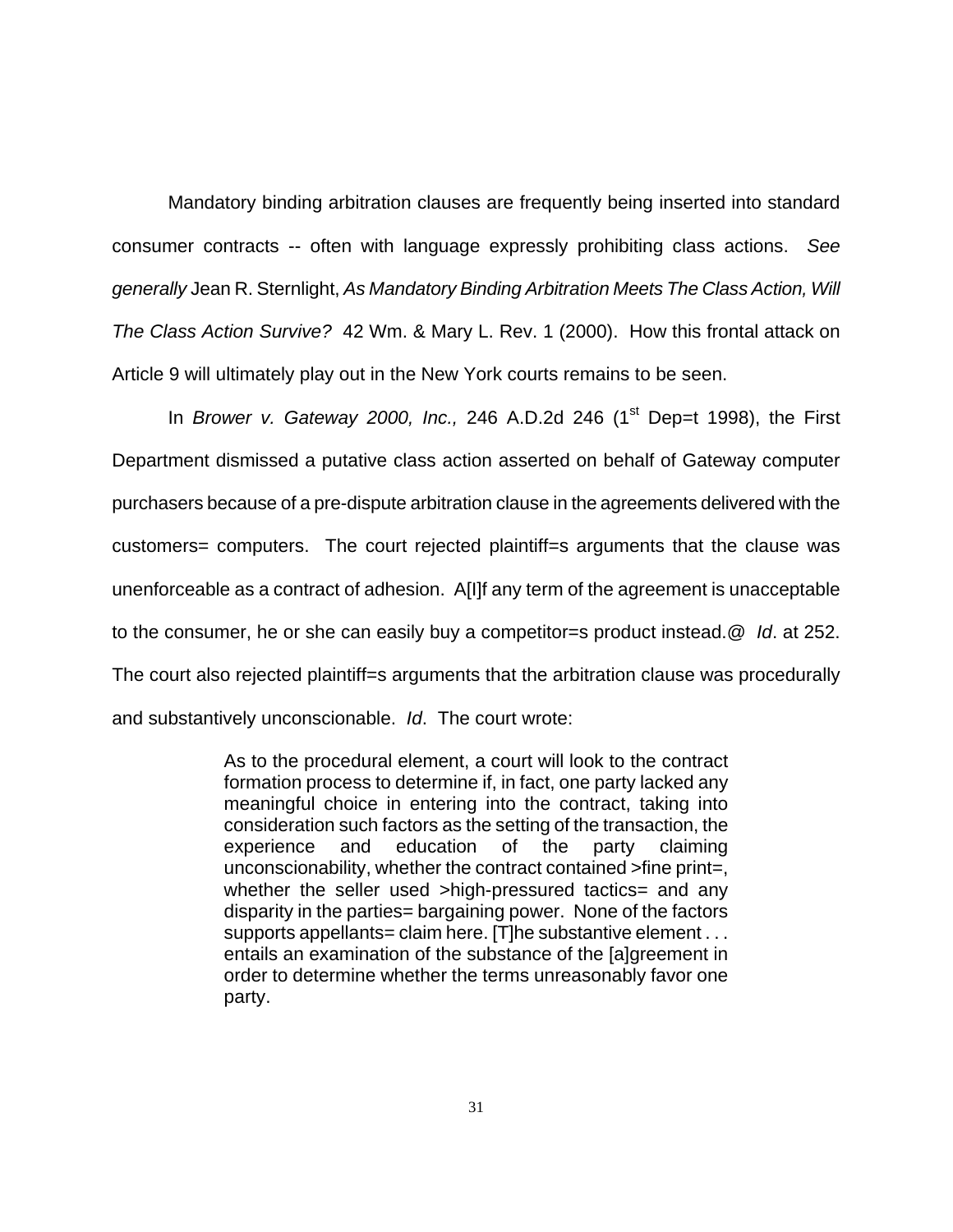Mandatory binding arbitration clauses are frequently being inserted into standard consumer contracts -- often with language expressly prohibiting class actions. *See generally* Jean R. Sternlight, *As Mandatory Binding Arbitration Meets The Class Action, Will The Class Action Survive?* 42 Wm. & Mary L. Rev. 1 (2000). How this frontal attack on Article 9 will ultimately play out in the New York courts remains to be seen.

In *Brower v. Gateway 2000, Inc.,* 246 A.D.2d 246 (1st Dep=t 1998), the First Department dismissed a putative class action asserted on behalf of Gateway computer purchasers because of a pre-dispute arbitration clause in the agreements delivered with the customers= computers. The court rejected plaintiff=s arguments that the clause was unenforceable as a contract of adhesion. A[I]f any term of the agreement is unacceptable to the consumer, he or she can easily buy a competitor=s product instead.@ *Id*. at 252. The court also rejected plaintiff=s arguments that the arbitration clause was procedurally and substantively unconscionable. *Id*. The court wrote:

> As to the procedural element, a court will look to the contract formation process to determine if, in fact, one party lacked any meaningful choice in entering into the contract, taking into consideration such factors as the setting of the transaction, the experience and education of the party claiming unconscionability, whether the contract contained >fine print=, whether the seller used >high-pressured tactics= and any disparity in the parties= bargaining power. None of the factors supports appellants= claim here. [T]he substantive element . . . entails an examination of the substance of the [a]greement in order to determine whether the terms unreasonably favor one party.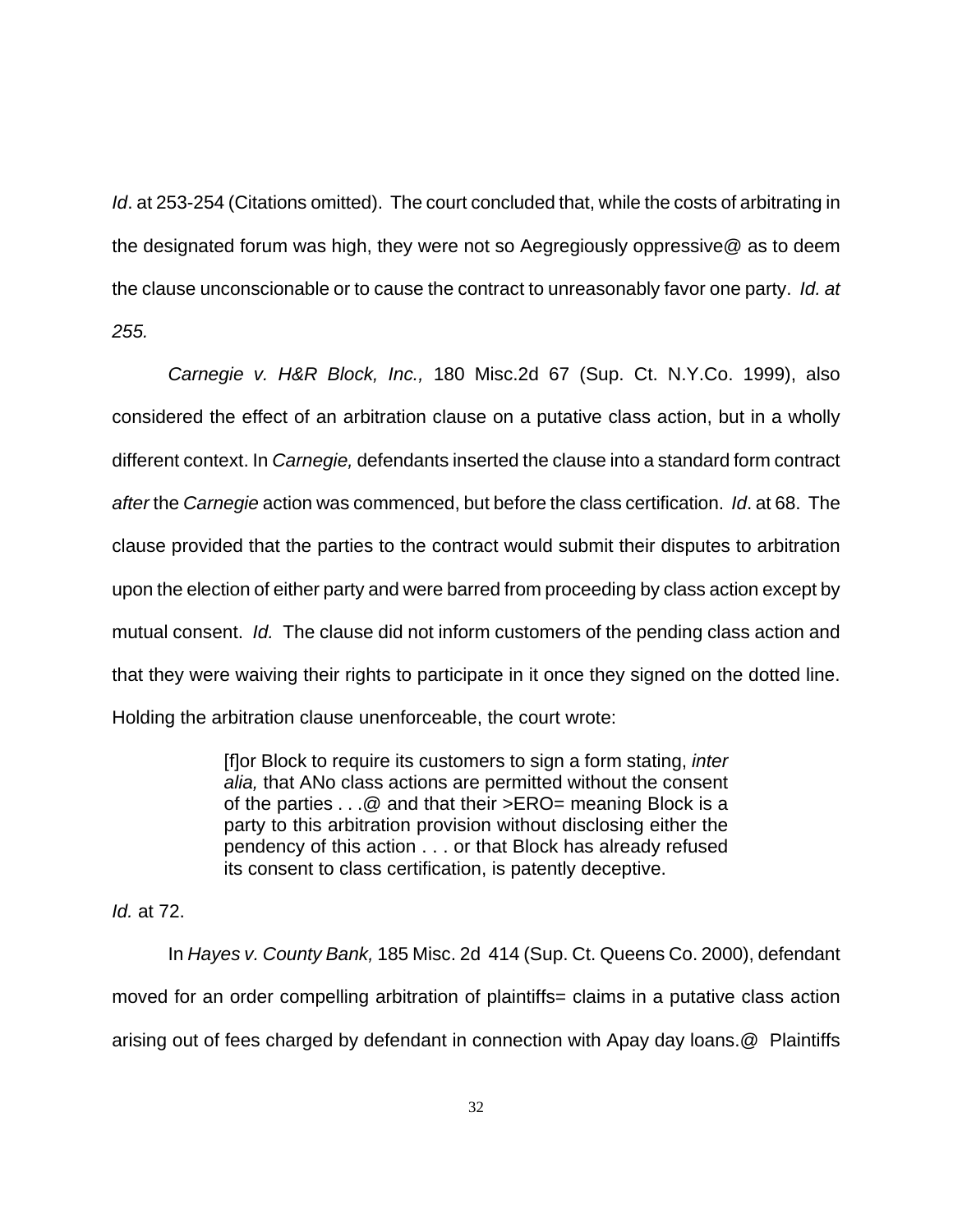*Id*. at 253-254 (Citations omitted). The court concluded that, while the costs of arbitrating in the designated forum was high, they were not so Aegregiously oppressive@ as to deem the clause unconscionable or to cause the contract to unreasonably favor one party. *Id. at 255.*

*Carnegie v. H&R Block, Inc.,* 180 Misc.2d 67 (Sup. Ct. N.Y.Co. 1999), also considered the effect of an arbitration clause on a putative class action, but in a wholly different context. In *Carnegie,* defendants inserted the clause into a standard form contract *after* the *Carnegie* action was commenced, but before the class certification. *Id*. at 68. The clause provided that the parties to the contract would submit their disputes to arbitration upon the election of either party and were barred from proceeding by class action except by mutual consent. *Id.* The clause did not inform customers of the pending class action and that they were waiving their rights to participate in it once they signed on the dotted line. Holding the arbitration clause unenforceable, the court wrote:

> [f]or Block to require its customers to sign a form stating, *inter alia,* that ANo class actions are permitted without the consent of the parties . . .@ and that their >ERO= meaning Block is a party to this arbitration provision without disclosing either the pendency of this action . . . or that Block has already refused its consent to class certification, is patently deceptive.

*Id.* at 72.

In *Hayes v. County Bank,* 185 Misc. 2d 414 (Sup. Ct. Queens Co. 2000), defendant moved for an order compelling arbitration of plaintiffs= claims in a putative class action arising out of fees charged by defendant in connection with Apay day loans.@ Plaintiffs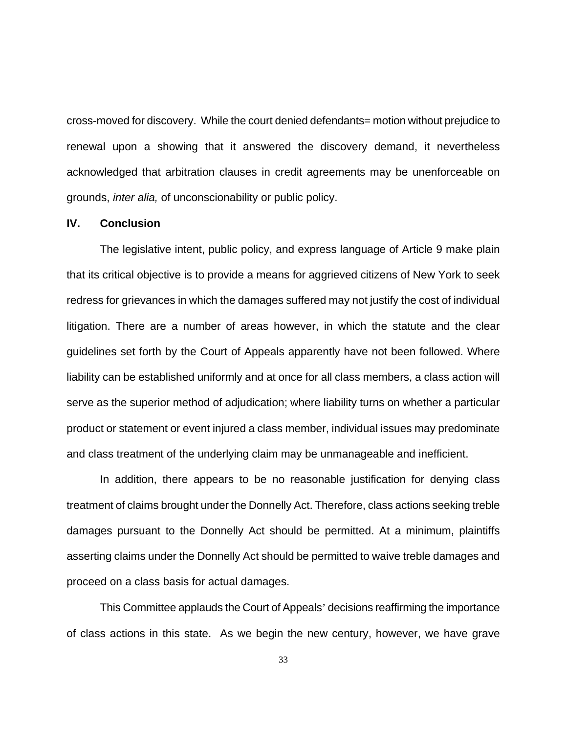cross-moved for discovery. While the court denied defendants= motion without prejudice to renewal upon a showing that it answered the discovery demand, it nevertheless acknowledged that arbitration clauses in credit agreements may be unenforceable on grounds, *inter alia,* of unconscionability or public policy.

## IV. Conclusion

The legislative intent, public policy, and express language of Article 9 make plain that its critical objective is to provide a means for aggrieved citizens of New York to seek redress for grievances in which the damages suffered may not justify the cost of individual litigation. There are a number of areas however, in which the statute and the clear guidelines set forth by the Court of Appeals apparently have not been followed. Where liability can be established uniformly and at once for all class members, a class action will serve as the superior method of adjudication; where liability turns on whether a particular product or statement or event injured a class member, individual issues may predominate and class treatment of the underlying claim may be unmanageable and inefficient.

In addition, there appears to be no reasonable justification for denying class treatment of claims brought under the Donnelly Act. Therefore, class actions seeking treble damages pursuant to the Donnelly Act should be permitted. At a minimum, plaintiffs asserting claims under the Donnelly Act should be permitted to waive treble damages and proceed on a class basis for actual damages.

This Committee applauds the Court of Appeals' decisions reaffirming the importance of class actions in this state. As we begin the new century, however, we have grave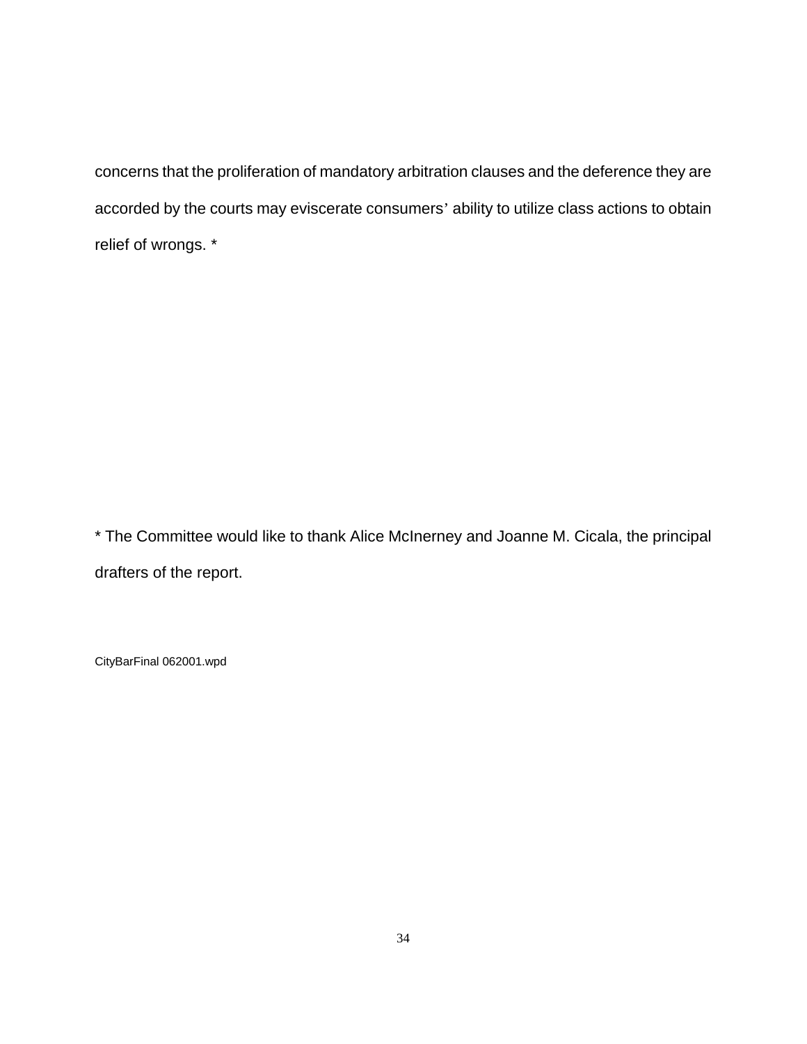concerns that the proliferation of mandatory arbitration clauses and the deference they are accorded by the courts may eviscerate consumers' ability to utilize class actions to obtain relief of wrongs. *

* The Committee would like to thank Alice McInerney and Joanne M. Cicala, the principal drafters of the report.

CityBarFinal 062001.wpd